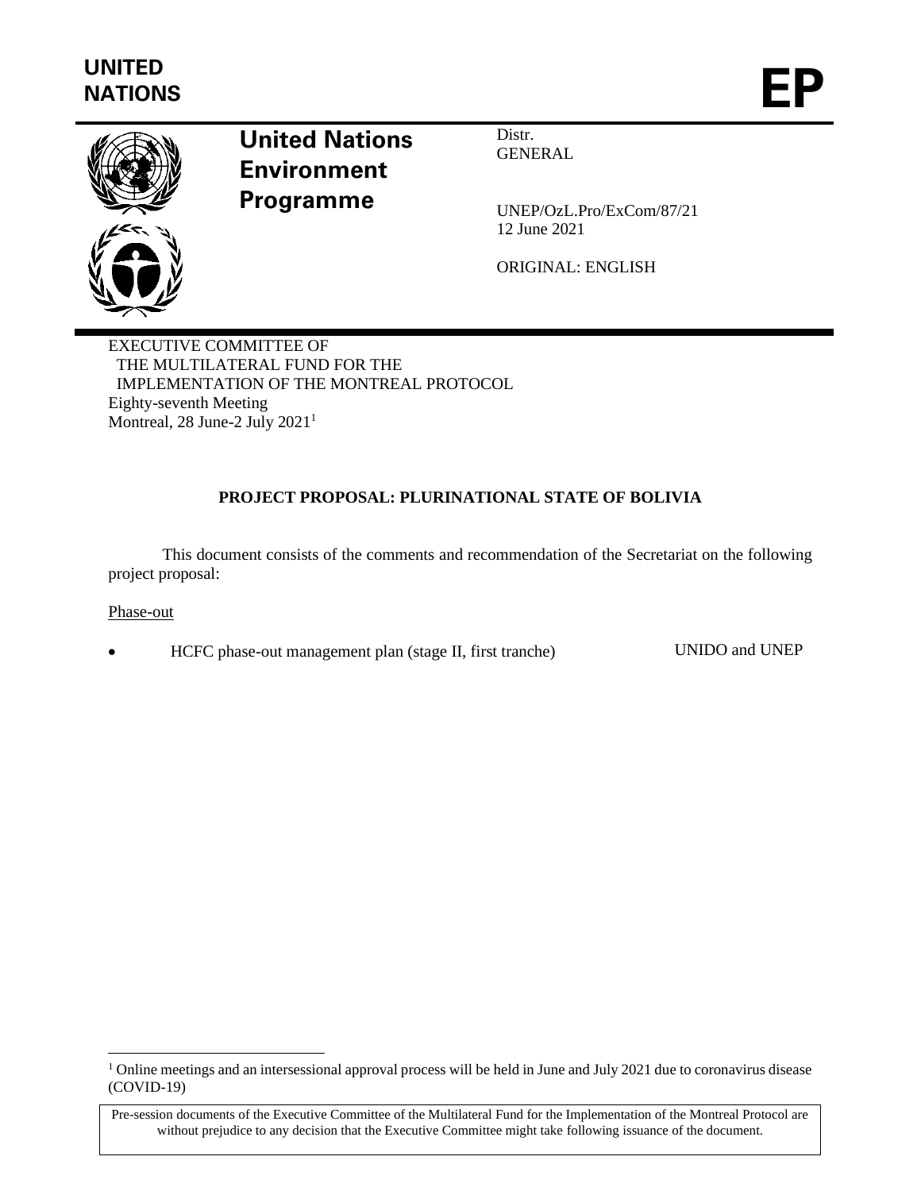UNITED NATIONS

EP

**United Nations Environment Programme**

Distr.
GENERAL

UNEP/OzL.Pro/ExCom/87/21
12 June 2021

ORIGINAL: ENGLISH

EXECUTIVE COMMITTEE OF
THE MULTILATERAL FUND FOR THE
IMPLEMENTATION OF THE MONTREAL PROTOCOL
Eighty-seventh Meeting
Montreal, 28 June-2 July 2021[1]

**PROJECT PROPOSAL: PLURINATIONAL STATE OF BOLIVIA**

This document consists of the comments and recommendation of the Secretariat on the following project proposal:

Phase-out

- HCFC phase-out management plan (stage II, first tranche) — UNIDO and UNEP

[1] Online meetings and an intersessional approval process will be held in June and July 2021 due to coronavirus disease (COVID-19)

Pre-session documents of the Executive Committee of the Multilateral Fund for the Implementation of the Montreal Protocol are without prejudice to any decision that the Executive Committee might take following issuance of the document.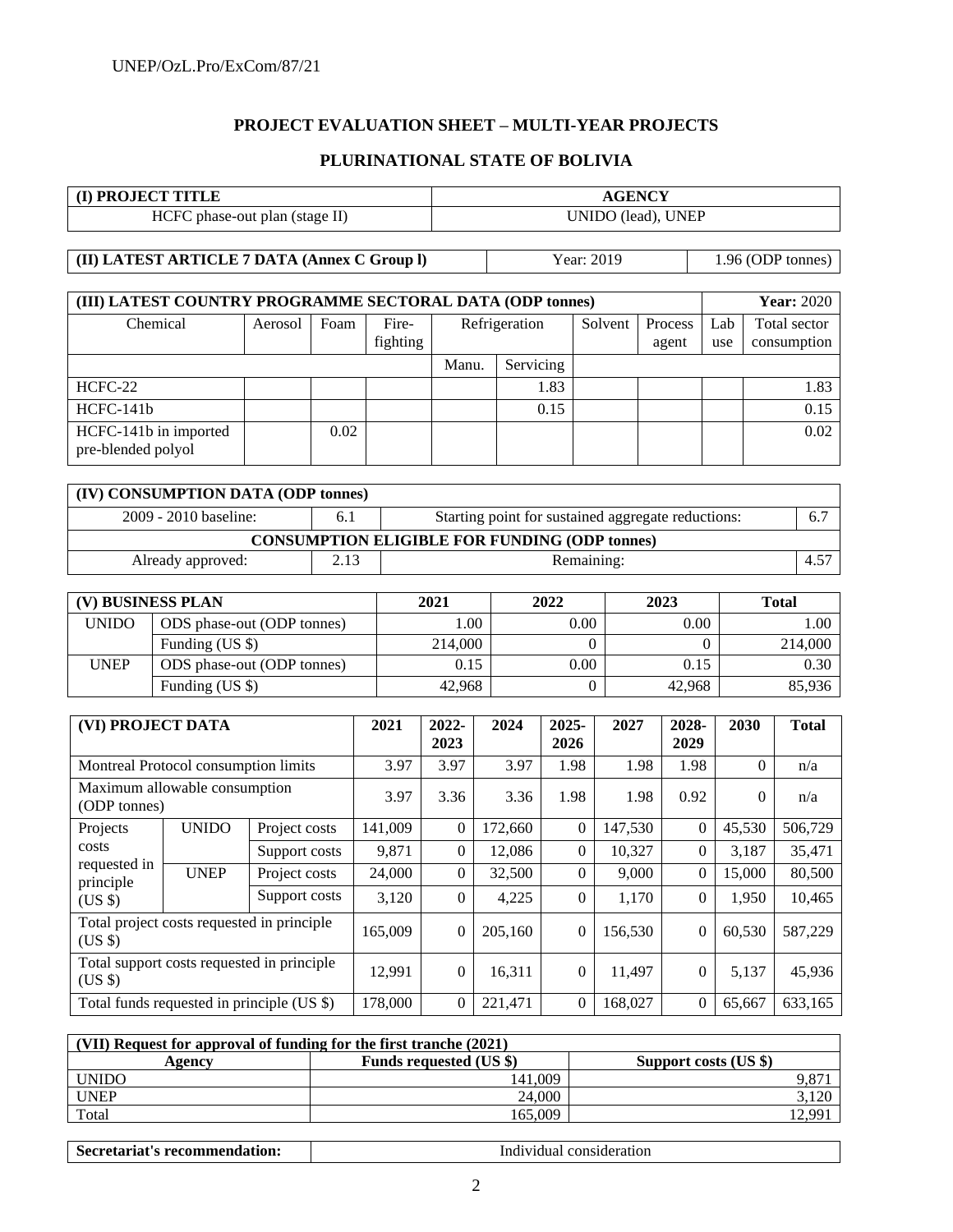# PROJECT EVALUATION SHEET – MULTI-YEAR PROJECTS

## PLURINATIONAL STATE OF BOLIVIA

| (I) PROJECT TITLE | AGENCY |
|---|---|
| HCFC phase-out plan (stage II) | UNIDO (lead), UNEP |

| (II) LATEST ARTICLE 7 DATA (Annex C Group l) | Year: 2019 | 1.96 (ODP tonnes) |
|---|---|---|

| (III) LATEST COUNTRY PROGRAMME SECTORAL DATA (ODP tonnes) | | | | | | | | | Year: 2020 |
|---|---|---|---|---|---|---|---|---|---|
| Chemical | Aerosol | Foam | Fire-fighting | Refrigeration | | Solvent | Process agent | Lab use | Total sector consumption |
| | | | | Manu. | Servicing | | | | |
| HCFC-22 | | | | | 1.83 | | | | 1.83 |
| HCFC-141b | | | | | 0.15 | | | | 0.15 |
| HCFC-141b in imported pre-blended polyol | | 0.02 | | | | | | | 0.02 |

| (IV) CONSUMPTION DATA (ODP tonnes) | | | |
|---|---|---|---|
| 2009 - 2010 baseline: | 6.1 | Starting point for sustained aggregate reductions: | 6.7 |
| CONSUMPTION ELIGIBLE FOR FUNDING (ODP tonnes) | | | |
| Already approved: | 2.13 | Remaining: | 4.57 |

| (V) BUSINESS PLAN | | 2021 | 2022 | 2023 | Total |
|---|---|---|---|---|---|
| UNIDO | ODS phase-out (ODP tonnes) | 1.00 | 0.00 | 0.00 | 1.00 |
| | Funding (US $) | 214,000 | 0 | 0 | 214,000 |
| UNEP | ODS phase-out (ODP tonnes) | 0.15 | 0.00 | 0.15 | 0.30 |
| | Funding (US $) | 42,968 | 0 | 42,968 | 85,936 |

| (VI) PROJECT DATA | | | 2021 | 2022-2023 | 2024 | 2025-2026 | 2027 | 2028-2029 | 2030 | Total |
|---|---|---|---|---|---|---|---|---|---|---|
| Montreal Protocol consumption limits | | | 3.97 | 3.97 | 3.97 | 1.98 | 1.98 | 1.98 | 0 | n/a |
| Maximum allowable consumption (ODP tonnes) | | | 3.97 | 3.36 | 3.36 | 1.98 | 1.98 | 0.92 | 0 | n/a |
| Projects costs requested in principle (US $) | UNIDO | Project costs | 141,009 | 0 | 172,660 | 0 | 147,530 | 0 | 45,530 | 506,729 |
| | | Support costs | 9,871 | 0 | 12,086 | 0 | 10,327 | 0 | 3,187 | 35,471 |
| | UNEP | Project costs | 24,000 | 0 | 32,500 | 0 | 9,000 | 0 | 15,000 | 80,500 |
| | | Support costs | 3,120 | 0 | 4,225 | 0 | 1,170 | 0 | 1,950 | 10,465 |
| Total project costs requested in principle (US $) | | | 165,009 | 0 | 205,160 | 0 | 156,530 | 0 | 60,530 | 587,229 |
| Total support costs requested in principle (US $) | | | 12,991 | 0 | 16,311 | 0 | 11,497 | 0 | 5,137 | 45,936 |
| Total funds requested in principle (US $) | | | 178,000 | 0 | 221,471 | 0 | 168,027 | 0 | 65,667 | 633,165 |

| (VII) Request for approval of funding for the first tranche (2021) | | |
|---|---|---|
| Agency | Funds requested (US $) | Support costs (US $) |
| UNIDO | 141,009 | 9,871 |
| UNEP | 24,000 | 3,120 |
| Total | 165,009 | 12,991 |

| Secretariat's recommendation: | Individual consideration |
|---|---|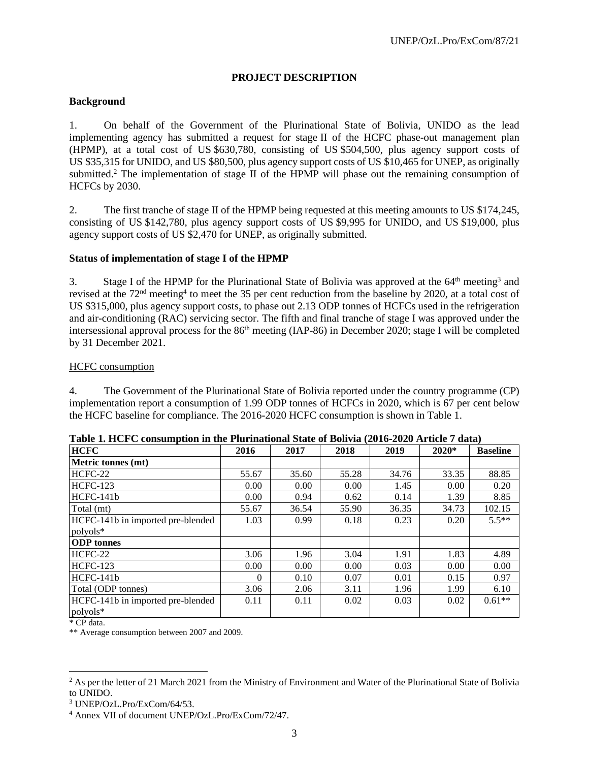## PROJECT DESCRIPTION

### Background

1. On behalf of the Government of the Plurinational State of Bolivia, UNIDO as the lead implementing agency has submitted a request for stage II of the HCFC phase-out management plan (HPMP), at a total cost of US $630,780, consisting of US $504,500, plus agency support costs of US $35,315 for UNIDO, and US $80,500, plus agency support costs of US $10,465 for UNEP, as originally submitted.[2] The implementation of stage II of the HPMP will phase out the remaining consumption of HCFCs by 2030.

2. The first tranche of stage II of the HPMP being requested at this meeting amounts to US $174,245, consisting of US $142,780, plus agency support costs of US $9,995 for UNIDO, and US $19,000, plus agency support costs of US $2,470 for UNEP, as originally submitted.

### Status of implementation of stage I of the HPMP

3. Stage I of the HPMP for the Plurinational State of Bolivia was approved at the 64th meeting[3] and revised at the 72nd meeting[4] to meet the 35 per cent reduction from the baseline by 2020, at a total cost of US $315,000, plus agency support costs, to phase out 2.13 ODP tonnes of HCFCs used in the refrigeration and air-conditioning (RAC) servicing sector. The fifth and final tranche of stage I was approved under the intersessional approval process for the 86th meeting (IAP-86) in December 2020; stage I will be completed by 31 December 2021.

#### HCFC consumption

4. The Government of the Plurinational State of Bolivia reported under the country programme (CP) implementation report a consumption of 1.99 ODP tonnes of HCFCs in 2020, which is 67 per cent below the HCFC baseline for compliance. The 2016-2020 HCFC consumption is shown in Table 1.

**Table 1. HCFC consumption in the Plurinational State of Bolivia (2016-2020 Article 7 data)**

| HCFC | 2016 | 2017 | 2018 | 2019 | 2020* | Baseline |
|---|---|---|---|---|---|---|
| **Metric tonnes (mt)** | | | | | | |
| HCFC-22 | 55.67 | 35.60 | 55.28 | 34.76 | 33.35 | 88.85 |
| HCFC-123 | 0.00 | 0.00 | 0.00 | 1.45 | 0.00 | 0.20 |
| HCFC-141b | 0.00 | 0.94 | 0.62 | 0.14 | 1.39 | 8.85 |
| Total (mt) | 55.67 | 36.54 | 55.90 | 36.35 | 34.73 | 102.15 |
| HCFC-141b in imported pre-blended polyols* | 1.03 | 0.99 | 0.18 | 0.23 | 0.20 | 5.5** |
| **ODP tonnes** | | | | | | |
| HCFC-22 | 3.06 | 1.96 | 3.04 | 1.91 | 1.83 | 4.89 |
| HCFC-123 | 0.00 | 0.00 | 0.00 | 0.03 | 0.00 | 0.00 |
| HCFC-141b | 0 | 0.10 | 0.07 | 0.01 | 0.15 | 0.97 |
| Total (ODP tonnes) | 3.06 | 2.06 | 3.11 | 1.96 | 1.99 | 6.10 |
| HCFC-141b in imported pre-blended polyols* | 0.11 | 0.11 | 0.02 | 0.03 | 0.02 | 0.61** |

\* CP data.

\*\* Average consumption between 2007 and 2009.

---

[2] As per the letter of 21 March 2021 from the Ministry of Environment and Water of the Plurinational State of Bolivia to UNIDO.

[3] UNEP/OzL.Pro/ExCom/64/53.

[4] Annex VII of document UNEP/OzL.Pro/ExCom/72/47.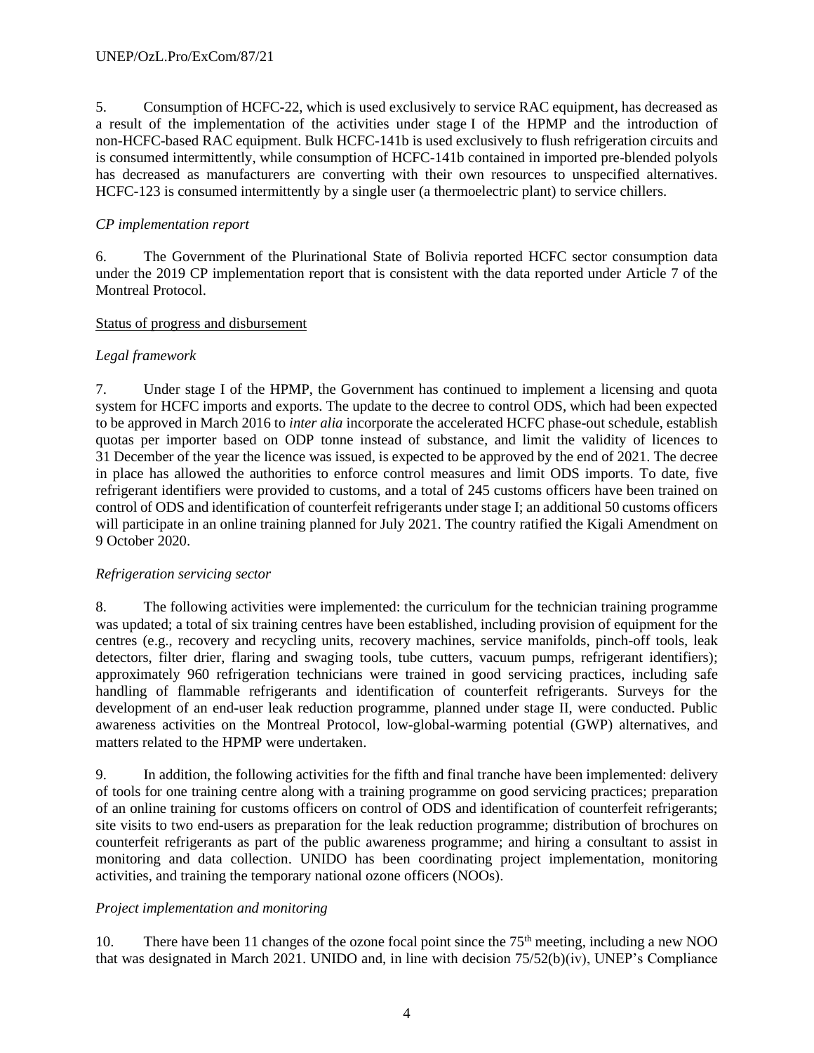5. Consumption of HCFC-22, which is used exclusively to service RAC equipment, has decreased as a result of the implementation of the activities under stage I of the HPMP and the introduction of non-HCFC-based RAC equipment. Bulk HCFC-141b is used exclusively to flush refrigeration circuits and is consumed intermittently, while consumption of HCFC-141b contained in imported pre-blended polyols has decreased as manufacturers are converting with their own resources to unspecified alternatives. HCFC-123 is consumed intermittently by a single user (a thermoelectric plant) to service chillers.

*CP implementation report*

6. The Government of the Plurinational State of Bolivia reported HCFC sector consumption data under the 2019 CP implementation report that is consistent with the data reported under Article 7 of the Montreal Protocol.

Status of progress and disbursement

*Legal framework*

7. Under stage I of the HPMP, the Government has continued to implement a licensing and quota system for HCFC imports and exports. The update to the decree to control ODS, which had been expected to be approved in March 2016 to *inter alia* incorporate the accelerated HCFC phase-out schedule, establish quotas per importer based on ODP tonne instead of substance, and limit the validity of licences to 31 December of the year the licence was issued, is expected to be approved by the end of 2021. The decree in place has allowed the authorities to enforce control measures and limit ODS imports. To date, five refrigerant identifiers were provided to customs, and a total of 245 customs officers have been trained on control of ODS and identification of counterfeit refrigerants under stage I; an additional 50 customs officers will participate in an online training planned for July 2021. The country ratified the Kigali Amendment on 9 October 2020.

*Refrigeration servicing sector*

8. The following activities were implemented: the curriculum for the technician training programme was updated; a total of six training centres have been established, including provision of equipment for the centres (e.g., recovery and recycling units, recovery machines, service manifolds, pinch-off tools, leak detectors, filter drier, flaring and swaging tools, tube cutters, vacuum pumps, refrigerant identifiers); approximately 960 refrigeration technicians were trained in good servicing practices, including safe handling of flammable refrigerants and identification of counterfeit refrigerants. Surveys for the development of an end-user leak reduction programme, planned under stage II, were conducted. Public awareness activities on the Montreal Protocol, low-global-warming potential (GWP) alternatives, and matters related to the HPMP were undertaken.

9. In addition, the following activities for the fifth and final tranche have been implemented: delivery of tools for one training centre along with a training programme on good servicing practices; preparation of an online training for customs officers on control of ODS and identification of counterfeit refrigerants; site visits to two end-users as preparation for the leak reduction programme; distribution of brochures on counterfeit refrigerants as part of the public awareness programme; and hiring a consultant to assist in monitoring and data collection. UNIDO has been coordinating project implementation, monitoring activities, and training the temporary national ozone officers (NOOs).

*Project implementation and monitoring*

10. There have been 11 changes of the ozone focal point since the 75th meeting, including a new NOO that was designated in March 2021. UNIDO and, in line with decision 75/52(b)(iv), UNEP's Compliance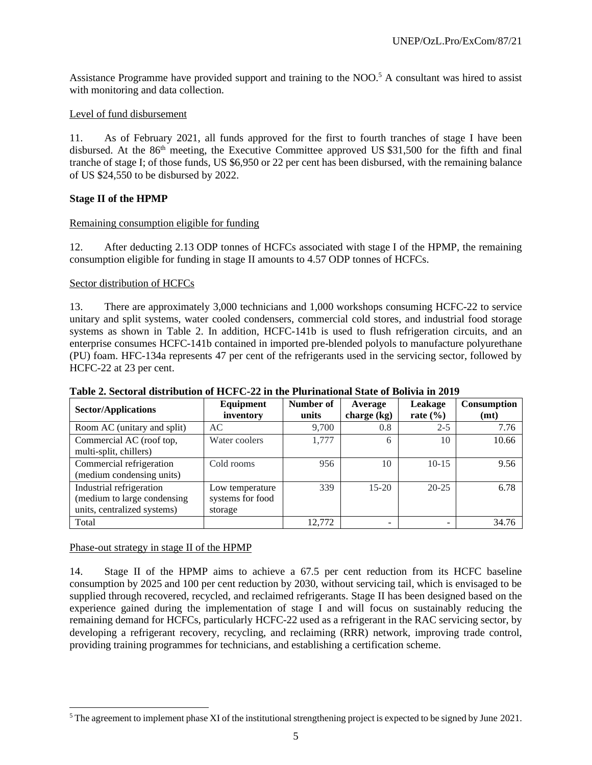Assistance Programme have provided support and training to the NOO.[5] A consultant was hired to assist with monitoring and data collection.

Level of fund disbursement

11. As of February 2021, all funds approved for the first to fourth tranches of stage I have been disbursed. At the 86th meeting, the Executive Committee approved US $31,500 for the fifth and final tranche of stage I; of those funds, US $6,950 or 22 per cent has been disbursed, with the remaining balance of US $24,550 to be disbursed by 2022.

**Stage II of the HPMP**

Remaining consumption eligible for funding

12. After deducting 2.13 ODP tonnes of HCFCs associated with stage I of the HPMP, the remaining consumption eligible for funding in stage II amounts to 4.57 ODP tonnes of HCFCs.

Sector distribution of HCFCs

13. There are approximately 3,000 technicians and 1,000 workshops consuming HCFC-22 to service unitary and split systems, water cooled condensers, commercial cold stores, and industrial food storage systems as shown in Table 2. In addition, HCFC-141b is used to flush refrigeration circuits, and an enterprise consumes HCFC-141b contained in imported pre-blended polyols to manufacture polyurethane (PU) foam. HFC-134a represents 47 per cent of the refrigerants used in the servicing sector, followed by HCFC-22 at 23 per cent.

**Table 2. Sectoral distribution of HCFC-22 in the Plurinational State of Bolivia in 2019**

| Sector/Applications | Equipment inventory | Number of units | Average charge (kg) | Leakage rate (%) | Consumption (mt) |
|---|---|---|---|---|---|
| Room AC (unitary and split) | AC | 9,700 | 0.8 | 2-5 | 7.76 |
| Commercial AC (roof top, multi-split, chillers) | Water coolers | 1,777 | 6 | 10 | 10.66 |
| Commercial refrigeration (medium condensing units) | Cold rooms | 956 | 10 | 10-15 | 9.56 |
| Industrial refrigeration (medium to large condensing units, centralized systems) | Low temperature systems for food storage | 339 | 15-20 | 20-25 | 6.78 |
| Total | | 12,772 | - | - | 34.76 |

Phase-out strategy in stage II of the HPMP

14. Stage II of the HPMP aims to achieve a 67.5 per cent reduction from its HCFC baseline consumption by 2025 and 100 per cent reduction by 2030, without servicing tail, which is envisaged to be supplied through recovered, recycled, and reclaimed refrigerants. Stage II has been designed based on the experience gained during the implementation of stage I and will focus on sustainably reducing the remaining demand for HCFCs, particularly HCFC-22 used as a refrigerant in the RAC servicing sector, by developing a refrigerant recovery, recycling, and reclaiming (RRR) network, improving trade control, providing training programmes for technicians, and establishing a certification scheme.

[5] The agreement to implement phase XI of the institutional strengthening project is expected to be signed by June 2021.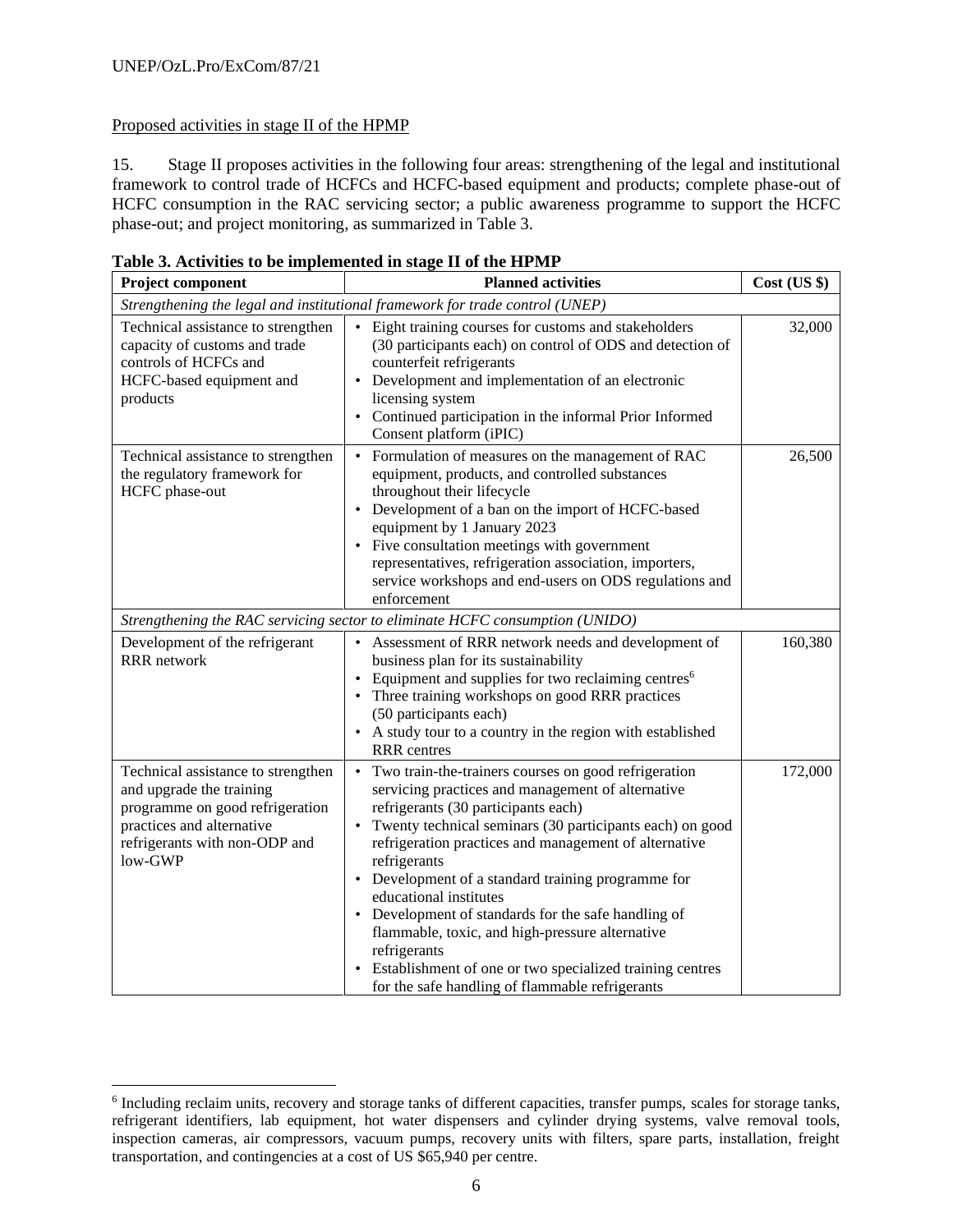Proposed activities in stage II of the HPMP

15. Stage II proposes activities in the following four areas: strengthening of the legal and institutional framework to control trade of HCFCs and HCFC-based equipment and products; complete phase-out of HCFC consumption in the RAC servicing sector; a public awareness programme to support the HCFC phase-out; and project monitoring, as summarized in Table 3.

**Table 3. Activities to be implemented in stage II of the HPMP**

| Project component | Planned activities | Cost (US $) |
|---|---|---|
| *Strengthening the legal and institutional framework for trade control (UNEP)* | | |
| Technical assistance to strengthen capacity of customs and trade controls of HCFCs and HCFC-based equipment and products | • Eight training courses for customs and stakeholders (30 participants each) on control of ODS and detection of counterfeit refrigerants<br>• Development and implementation of an electronic licensing system<br>• Continued participation in the informal Prior Informed Consent platform (iPIC) | 32,000 |
| Technical assistance to strengthen the regulatory framework for HCFC phase-out | • Formulation of measures on the management of RAC equipment, products, and controlled substances throughout their lifecycle<br>• Development of a ban on the import of HCFC-based equipment by 1 January 2023<br>• Five consultation meetings with government representatives, refrigeration association, importers, service workshops and end-users on ODS regulations and enforcement | 26,500 |
| *Strengthening the RAC servicing sector to eliminate HCFC consumption (UNIDO)* | | |
| Development of the refrigerant RRR network | • Assessment of RRR network needs and development of business plan for its sustainability<br>• Equipment and supplies for two reclaiming centres[6]<br>• Three training workshops on good RRR practices (50 participants each)<br>• A study tour to a country in the region with established RRR centres | 160,380 |
| Technical assistance to strengthen and upgrade the training programme on good refrigeration practices and alternative refrigerants with non-ODP and low-GWP | • Two train-the-trainers courses on good refrigeration servicing practices and management of alternative refrigerants (30 participants each)<br>• Twenty technical seminars (30 participants each) on good refrigeration practices and management of alternative refrigerants<br>• Development of a standard training programme for educational institutes<br>• Development of standards for the safe handling of flammable, toxic, and high-pressure alternative refrigerants<br>• Establishment of one or two specialized training centres for the safe handling of flammable refrigerants | 172,000 |

[6] Including reclaim units, recovery and storage tanks of different capacities, transfer pumps, scales for storage tanks, refrigerant identifiers, lab equipment, hot water dispensers and cylinder drying systems, valve removal tools, inspection cameras, air compressors, vacuum pumps, recovery units with filters, spare parts, installation, freight transportation, and contingencies at a cost of US $65,940 per centre.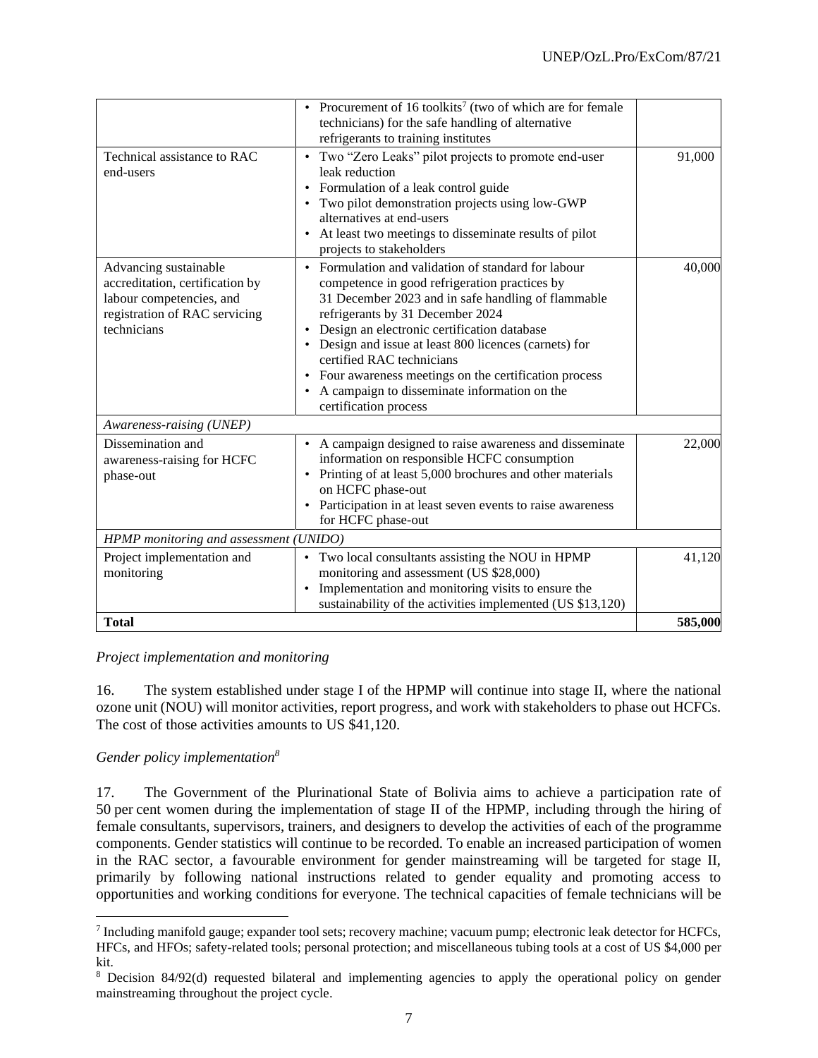| | | |
|---|---|---|
| | • Procurement of 16 toolkits[7] (two of which are for female technicians) for the safe handling of alternative refrigerants to training institutes | |
| Technical assistance to RAC end-users | • Two "Zero Leaks" pilot projects to promote end-user leak reduction<br>• Formulation of a leak control guide<br>• Two pilot demonstration projects using low-GWP alternatives at end-users<br>• At least two meetings to disseminate results of pilot projects to stakeholders | 91,000 |
| Advancing sustainable accreditation, certification by labour competencies, and registration of RAC servicing technicians | • Formulation and validation of standard for labour competence in good refrigeration practices by 31 December 2023 and in safe handling of flammable refrigerants by 31 December 2024<br>• Design an electronic certification database<br>• Design and issue at least 800 licences (carnets) for certified RAC technicians<br>• Four awareness meetings on the certification process<br>• A campaign to disseminate information on the certification process | 40,000 |
| *Awareness-raising (UNEP)* | | |
| Dissemination and awareness-raising for HCFC phase-out | • A campaign designed to raise awareness and disseminate information on responsible HCFC consumption<br>• Printing of at least 5,000 brochures and other materials on HCFC phase-out<br>• Participation in at least seven events to raise awareness for HCFC phase-out | 22,000 |
| *HPMP monitoring and assessment (UNIDO)* | | |
| Project implementation and monitoring | • Two local consultants assisting the NOU in HPMP monitoring and assessment (US $28,000)<br>• Implementation and monitoring visits to ensure the sustainability of the activities implemented (US $13,120) | 41,120 |
| **Total** | | **585,000** |

*Project implementation and monitoring*

16. The system established under stage I of the HPMP will continue into stage II, where the national ozone unit (NOU) will monitor activities, report progress, and work with stakeholders to phase out HCFCs. The cost of those activities amounts to US $41,120.

*Gender policy implementation*[8]

17. The Government of the Plurinational State of Bolivia aims to achieve a participation rate of 50 per cent women during the implementation of stage II of the HPMP, including through the hiring of female consultants, supervisors, trainers, and designers to develop the activities of each of the programme components. Gender statistics will continue to be recorded. To enable an increased participation of women in the RAC sector, a favourable environment for gender mainstreaming will be targeted for stage II, primarily by following national instructions related to gender equality and promoting access to opportunities and working conditions for everyone. The technical capacities of female technicians will be

[7] Including manifold gauge; expander tool sets; recovery machine; vacuum pump; electronic leak detector for HCFCs, HFCs, and HFOs; safety-related tools; personal protection; and miscellaneous tubing tools at a cost of US $4,000 per kit.

[8] Decision 84/92(d) requested bilateral and implementing agencies to apply the operational policy on gender mainstreaming throughout the project cycle.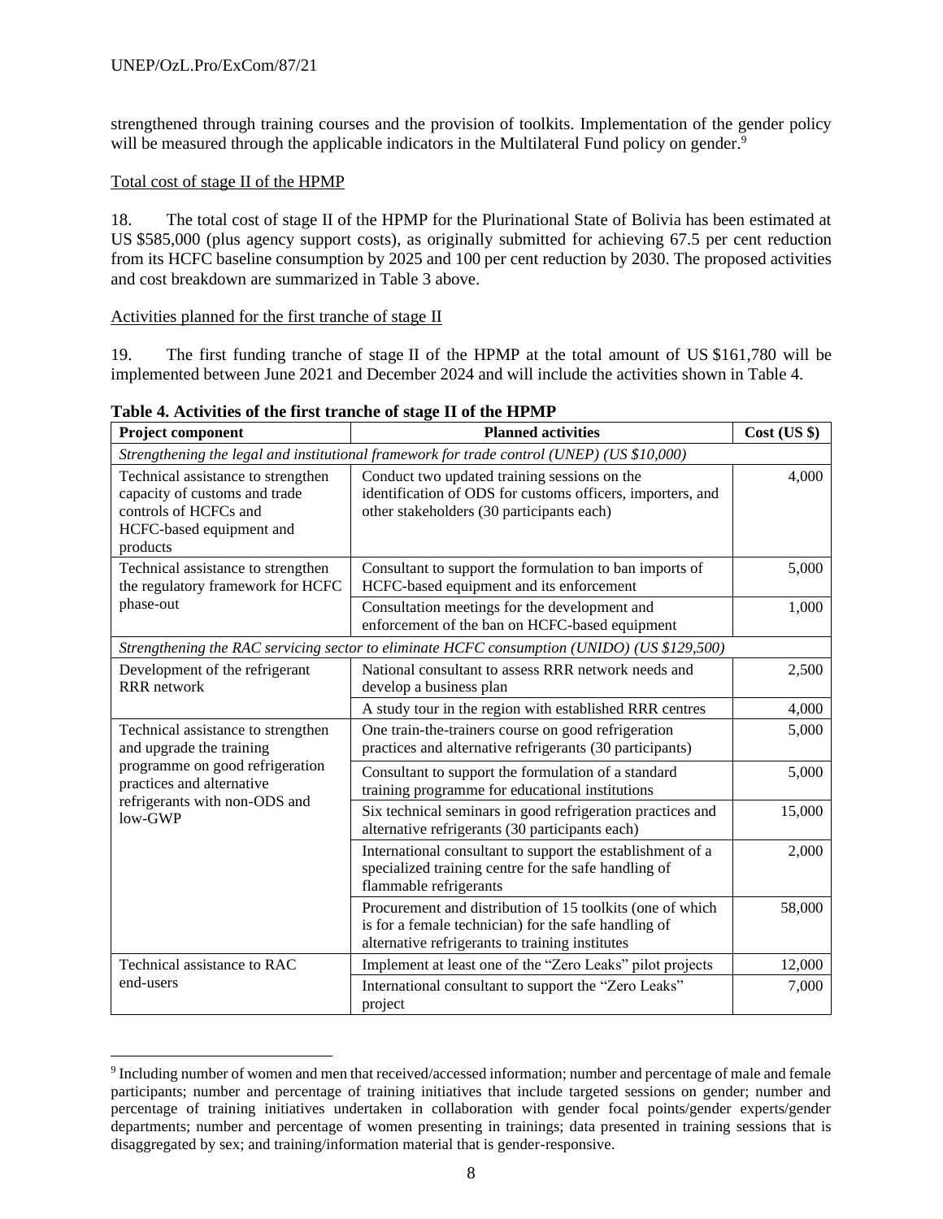strengthened through training courses and the provision of toolkits. Implementation of the gender policy will be measured through the applicable indicators in the Multilateral Fund policy on gender.[9]

Total cost of stage II of the HPMP

18. The total cost of stage II of the HPMP for the Plurinational State of Bolivia has been estimated at US $585,000 (plus agency support costs), as originally submitted for achieving 67.5 per cent reduction from its HCFC baseline consumption by 2025 and 100 per cent reduction by 2030. The proposed activities and cost breakdown are summarized in Table 3 above.

Activities planned for the first tranche of stage II

19. The first funding tranche of stage II of the HPMP at the total amount of US $161,780 will be implemented between June 2021 and December 2024 and will include the activities shown in Table 4.

**Table 4. Activities of the first tranche of stage II of the HPMP**

| Project component | Planned activities | Cost (US $) |
|---|---|---|
| *Strengthening the legal and institutional framework for trade control (UNEP) (US $10,000)* | | |
| Technical assistance to strengthen capacity of customs and trade controls of HCFCs and HCFC-based equipment and products | Conduct two updated training sessions on the identification of ODS for customs officers, importers, and other stakeholders (30 participants each) | 4,000 |
| Technical assistance to strengthen the regulatory framework for HCFC phase-out | Consultant to support the formulation to ban imports of HCFC-based equipment and its enforcement | 5,000 |
| | Consultation meetings for the development and enforcement of the ban on HCFC-based equipment | 1,000 |
| *Strengthening the RAC servicing sector to eliminate HCFC consumption (UNIDO) (US $129,500)* | | |
| Development of the refrigerant RRR network | National consultant to assess RRR network needs and develop a business plan | 2,500 |
| | A study tour in the region with established RRR centres | 4,000 |
| Technical assistance to strengthen and upgrade the training programme on good refrigeration practices and alternative refrigerants with non-ODS and low-GWP | One train-the-trainers course on good refrigeration practices and alternative refrigerants (30 participants) | 5,000 |
| | Consultant to support the formulation of a standard training programme for educational institutions | 5,000 |
| | Six technical seminars in good refrigeration practices and alternative refrigerants (30 participants each) | 15,000 |
| | International consultant to support the establishment of a specialized training centre for the safe handling of flammable refrigerants | 2,000 |
| | Procurement and distribution of 15 toolkits (one of which is for a female technician) for the safe handling of alternative refrigerants to training institutes | 58,000 |
| Technical assistance to RAC end-users | Implement at least one of the "Zero Leaks" pilot projects | 12,000 |
| | International consultant to support the "Zero Leaks" project | 7,000 |

[9] Including number of women and men that received/accessed information; number and percentage of male and female participants; number and percentage of training initiatives that include targeted sessions on gender; number and percentage of training initiatives undertaken in collaboration with gender focal points/gender experts/gender departments; number and percentage of women presenting in trainings; data presented in training sessions that is disaggregated by sex; and training/information material that is gender-responsive.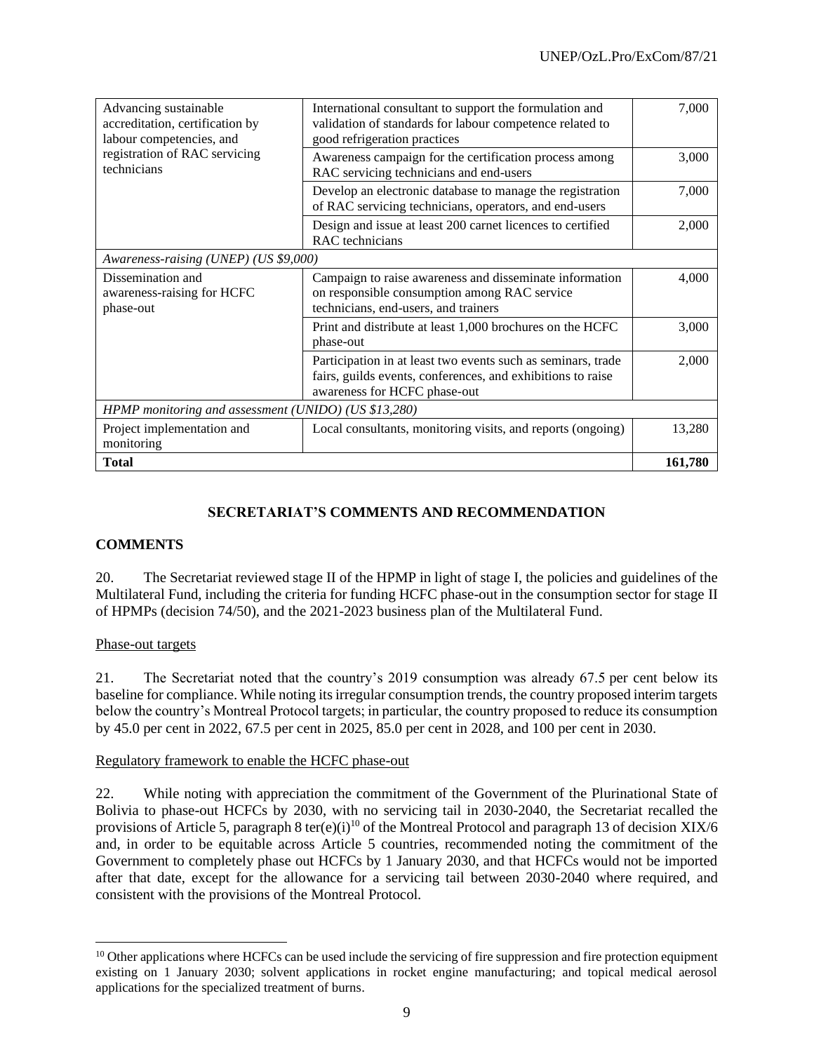| | | |
|---|---|---|
| Advancing sustainable accreditation, certification by labour competencies, and registration of RAC servicing technicians | International consultant to support the formulation and validation of standards for labour competence related to good refrigeration practices | 7,000 |
| | Awareness campaign for the certification process among RAC servicing technicians and end-users | 3,000 |
| | Develop an electronic database to manage the registration of RAC servicing technicians, operators, and end-users | 7,000 |
| | Design and issue at least 200 carnet licences to certified RAC technicians | 2,000 |
| *Awareness-raising (UNEP) (US $9,000)* | | |
| Dissemination and awareness-raising for HCFC phase-out | Campaign to raise awareness and disseminate information on responsible consumption among RAC service technicians, end-users, and trainers | 4,000 |
| | Print and distribute at least 1,000 brochures on the HCFC phase-out | 3,000 |
| | Participation in at least two events such as seminars, trade fairs, guilds events, conferences, and exhibitions to raise awareness for HCFC phase-out | 2,000 |
| *HPMP monitoring and assessment (UNIDO) (US $13,280)* | | |
| Project implementation and monitoring | Local consultants, monitoring visits, and reports (ongoing) | 13,280 |
| **Total** | | **161,780** |

## SECRETARIAT'S COMMENTS AND RECOMMENDATION

### COMMENTS

20. The Secretariat reviewed stage II of the HPMP in light of stage I, the policies and guidelines of the Multilateral Fund, including the criteria for funding HCFC phase-out in the consumption sector for stage II of HPMPs (decision 74/50), and the 2021-2023 business plan of the Multilateral Fund.

Phase-out targets

21. The Secretariat noted that the country's 2019 consumption was already 67.5 per cent below its baseline for compliance. While noting its irregular consumption trends, the country proposed interim targets below the country's Montreal Protocol targets; in particular, the country proposed to reduce its consumption by 45.0 per cent in 2022, 67.5 per cent in 2025, 85.0 per cent in 2028, and 100 per cent in 2030.

Regulatory framework to enable the HCFC phase-out

22. While noting with appreciation the commitment of the Government of the Plurinational State of Bolivia to phase-out HCFCs by 2030, with no servicing tail in 2030-2040, the Secretariat recalled the provisions of Article 5, paragraph 8 ter(e)(i)[10] of the Montreal Protocol and paragraph 13 of decision XIX/6 and, in order to be equitable across Article 5 countries, recommended noting the commitment of the Government to completely phase out HCFCs by 1 January 2030, and that HCFCs would not be imported after that date, except for the allowance for a servicing tail between 2030-2040 where required, and consistent with the provisions of the Montreal Protocol.

[10] Other applications where HCFCs can be used include the servicing of fire suppression and fire protection equipment existing on 1 January 2030; solvent applications in rocket engine manufacturing; and topical medical aerosol applications for the specialized treatment of burns.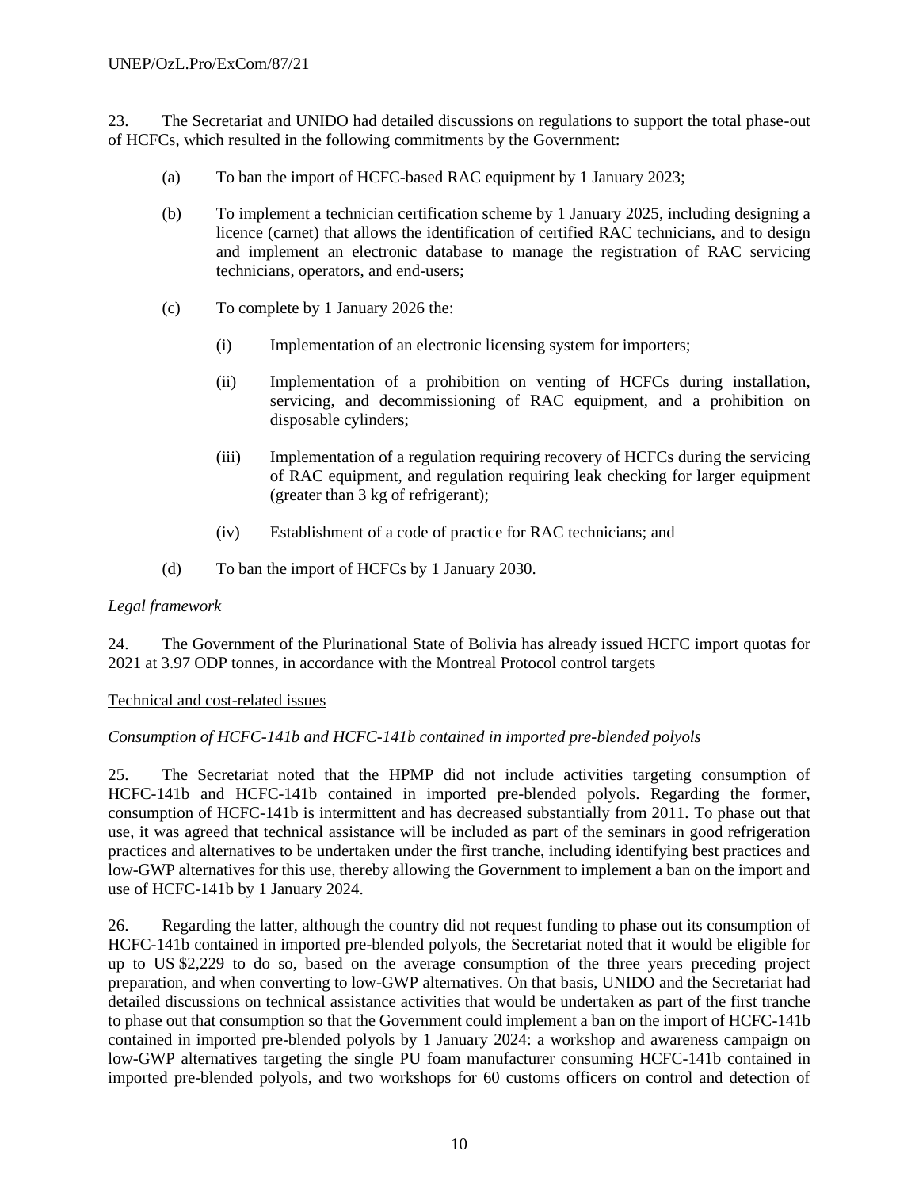23. The Secretariat and UNIDO had detailed discussions on regulations to support the total phase-out of HCFCs, which resulted in the following commitments by the Government:

(a) To ban the import of HCFC-based RAC equipment by 1 January 2023;

(b) To implement a technician certification scheme by 1 January 2025, including designing a licence (carnet) that allows the identification of certified RAC technicians, and to design and implement an electronic database to manage the registration of RAC servicing technicians, operators, and end-users;

(c) To complete by 1 January 2026 the:

(i) Implementation of an electronic licensing system for importers;

(ii) Implementation of a prohibition on venting of HCFCs during installation, servicing, and decommissioning of RAC equipment, and a prohibition on disposable cylinders;

(iii) Implementation of a regulation requiring recovery of HCFCs during the servicing of RAC equipment, and regulation requiring leak checking for larger equipment (greater than 3 kg of refrigerant);

(iv) Establishment of a code of practice for RAC technicians; and

(d) To ban the import of HCFCs by 1 January 2030.

*Legal framework*

24. The Government of the Plurinational State of Bolivia has already issued HCFC import quotas for 2021 at 3.97 ODP tonnes, in accordance with the Montreal Protocol control targets

Technical and cost-related issues

*Consumption of HCFC-141b and HCFC-141b contained in imported pre-blended polyols*

25. The Secretariat noted that the HPMP did not include activities targeting consumption of HCFC-141b and HCFC-141b contained in imported pre-blended polyols. Regarding the former, consumption of HCFC-141b is intermittent and has decreased substantially from 2011. To phase out that use, it was agreed that technical assistance will be included as part of the seminars in good refrigeration practices and alternatives to be undertaken under the first tranche, including identifying best practices and low-GWP alternatives for this use, thereby allowing the Government to implement a ban on the import and use of HCFC-141b by 1 January 2024.

26. Regarding the latter, although the country did not request funding to phase out its consumption of HCFC-141b contained in imported pre-blended polyols, the Secretariat noted that it would be eligible for up to US $2,229 to do so, based on the average consumption of the three years preceding project preparation, and when converting to low-GWP alternatives. On that basis, UNIDO and the Secretariat had detailed discussions on technical assistance activities that would be undertaken as part of the first tranche to phase out that consumption so that the Government could implement a ban on the import of HCFC-141b contained in imported pre-blended polyols by 1 January 2024: a workshop and awareness campaign on low-GWP alternatives targeting the single PU foam manufacturer consuming HCFC-141b contained in imported pre-blended polyols, and two workshops for 60 customs officers on control and detection of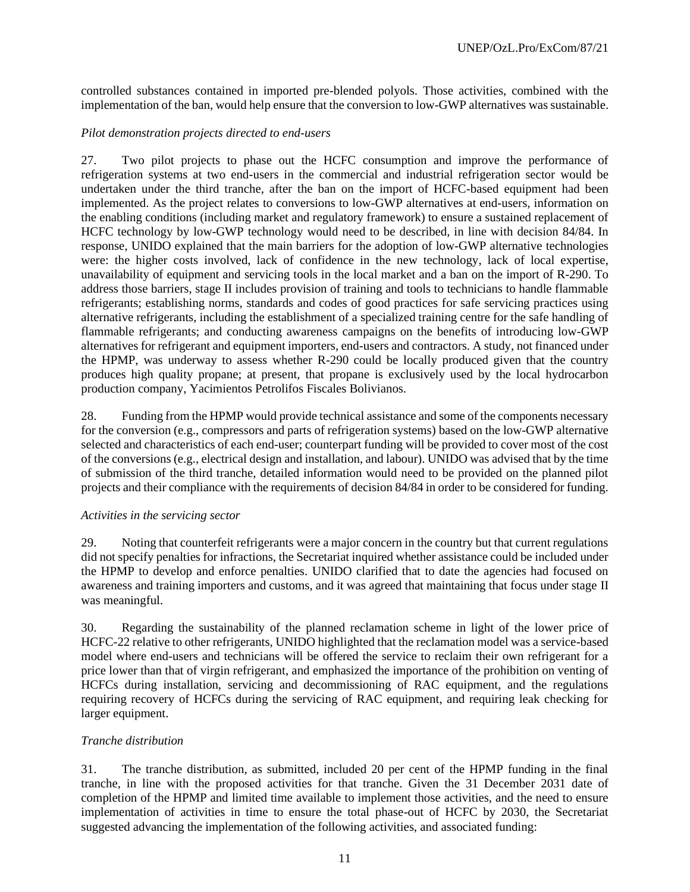controlled substances contained in imported pre-blended polyols. Those activities, combined with the implementation of the ban, would help ensure that the conversion to low-GWP alternatives was sustainable.

*Pilot demonstration projects directed to end-users*

27. Two pilot projects to phase out the HCFC consumption and improve the performance of refrigeration systems at two end-users in the commercial and industrial refrigeration sector would be undertaken under the third tranche, after the ban on the import of HCFC-based equipment had been implemented. As the project relates to conversions to low-GWP alternatives at end-users, information on the enabling conditions (including market and regulatory framework) to ensure a sustained replacement of HCFC technology by low-GWP technology would need to be described, in line with decision 84/84. In response, UNIDO explained that the main barriers for the adoption of low-GWP alternative technologies were: the higher costs involved, lack of confidence in the new technology, lack of local expertise, unavailability of equipment and servicing tools in the local market and a ban on the import of R-290. To address those barriers, stage II includes provision of training and tools to technicians to handle flammable refrigerants; establishing norms, standards and codes of good practices for safe servicing practices using alternative refrigerants, including the establishment of a specialized training centre for the safe handling of flammable refrigerants; and conducting awareness campaigns on the benefits of introducing low-GWP alternatives for refrigerant and equipment importers, end-users and contractors. A study, not financed under the HPMP, was underway to assess whether R-290 could be locally produced given that the country produces high quality propane; at present, that propane is exclusively used by the local hydrocarbon production company, Yacimientos Petrolifos Fiscales Bolivianos.

28. Funding from the HPMP would provide technical assistance and some of the components necessary for the conversion (e.g., compressors and parts of refrigeration systems) based on the low-GWP alternative selected and characteristics of each end-user; counterpart funding will be provided to cover most of the cost of the conversions (e.g., electrical design and installation, and labour). UNIDO was advised that by the time of submission of the third tranche, detailed information would need to be provided on the planned pilot projects and their compliance with the requirements of decision 84/84 in order to be considered for funding.

*Activities in the servicing sector*

29. Noting that counterfeit refrigerants were a major concern in the country but that current regulations did not specify penalties for infractions, the Secretariat inquired whether assistance could be included under the HPMP to develop and enforce penalties. UNIDO clarified that to date the agencies had focused on awareness and training importers and customs, and it was agreed that maintaining that focus under stage II was meaningful.

30. Regarding the sustainability of the planned reclamation scheme in light of the lower price of HCFC-22 relative to other refrigerants, UNIDO highlighted that the reclamation model was a service-based model where end-users and technicians will be offered the service to reclaim their own refrigerant for a price lower than that of virgin refrigerant, and emphasized the importance of the prohibition on venting of HCFCs during installation, servicing and decommissioning of RAC equipment, and the regulations requiring recovery of HCFCs during the servicing of RAC equipment, and requiring leak checking for larger equipment.

*Tranche distribution*

31. The tranche distribution, as submitted, included 20 per cent of the HPMP funding in the final tranche, in line with the proposed activities for that tranche. Given the 31 December 2031 date of completion of the HPMP and limited time available to implement those activities, and the need to ensure implementation of activities in time to ensure the total phase-out of HCFC by 2030, the Secretariat suggested advancing the implementation of the following activities, and associated funding: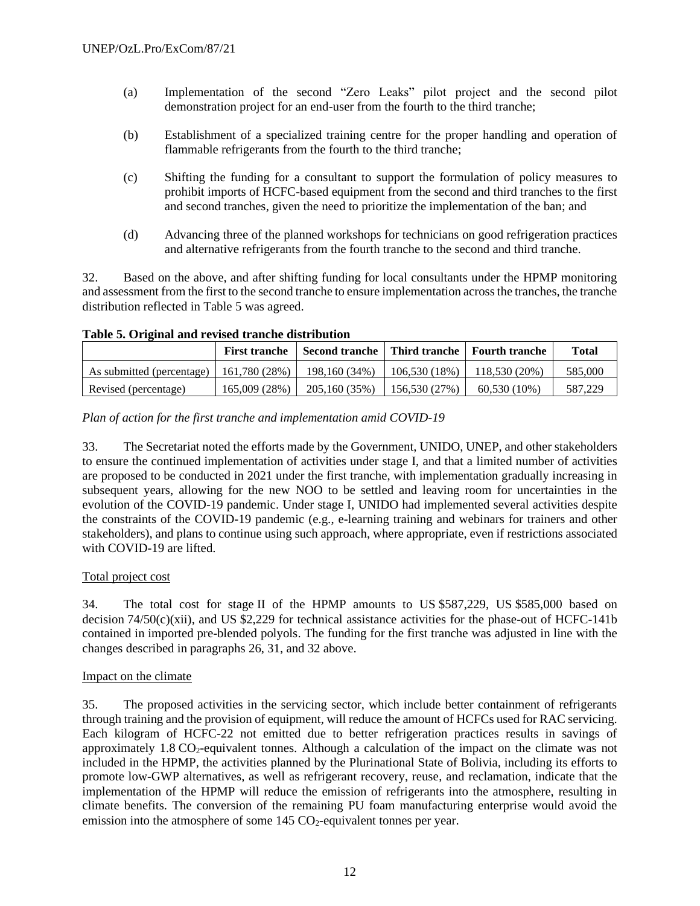(a) Implementation of the second "Zero Leaks" pilot project and the second pilot demonstration project for an end-user from the fourth to the third tranche;

(b) Establishment of a specialized training centre for the proper handling and operation of flammable refrigerants from the fourth to the third tranche;

(c) Shifting the funding for a consultant to support the formulation of policy measures to prohibit imports of HCFC-based equipment from the second and third tranches to the first and second tranches, given the need to prioritize the implementation of the ban; and

(d) Advancing three of the planned workshops for technicians on good refrigeration practices and alternative refrigerants from the fourth tranche to the second and third tranche.

32. Based on the above, and after shifting funding for local consultants under the HPMP monitoring and assessment from the first to the second tranche to ensure implementation across the tranches, the tranche distribution reflected in Table 5 was agreed.

**Table 5. Original and revised tranche distribution**

| | First tranche | Second tranche | Third tranche | Fourth tranche | Total |
|---|---|---|---|---|---|
| As submitted (percentage) | 161,780 (28%) | 198,160 (34%) | 106,530 (18%) | 118,530 (20%) | 585,000 |
| Revised (percentage) | 165,009 (28%) | 205,160 (35%) | 156,530 (27%) | 60,530 (10%) | 587,229 |

*Plan of action for the first tranche and implementation amid COVID-19*

33. The Secretariat noted the efforts made by the Government, UNIDO, UNEP, and other stakeholders to ensure the continued implementation of activities under stage I, and that a limited number of activities are proposed to be conducted in 2021 under the first tranche, with implementation gradually increasing in subsequent years, allowing for the new NOO to be settled and leaving room for uncertainties in the evolution of the COVID-19 pandemic. Under stage I, UNIDO had implemented several activities despite the constraints of the COVID-19 pandemic (e.g., e-learning training and webinars for trainers and other stakeholders), and plans to continue using such approach, where appropriate, even if restrictions associated with COVID-19 are lifted.

Total project cost

34. The total cost for stage II of the HPMP amounts to US $587,229, US $585,000 based on decision 74/50(c)(xii), and US $2,229 for technical assistance activities for the phase-out of HCFC-141b contained in imported pre-blended polyols. The funding for the first tranche was adjusted in line with the changes described in paragraphs 26, 31, and 32 above.

Impact on the climate

35. The proposed activities in the servicing sector, which include better containment of refrigerants through training and the provision of equipment, will reduce the amount of HCFCs used for RAC servicing. Each kilogram of HCFC-22 not emitted due to better refrigeration practices results in savings of approximately 1.8 $CO_2$-equivalent tonnes. Although a calculation of the impact on the climate was not included in the HPMP, the activities planned by the Plurinational State of Bolivia, including its efforts to promote low-GWP alternatives, as well as refrigerant recovery, reuse, and reclamation, indicate that the implementation of the HPMP will reduce the emission of refrigerants into the atmosphere, resulting in climate benefits. The conversion of the remaining PU foam manufacturing enterprise would avoid the emission into the atmosphere of some 145 $CO_2$-equivalent tonnes per year.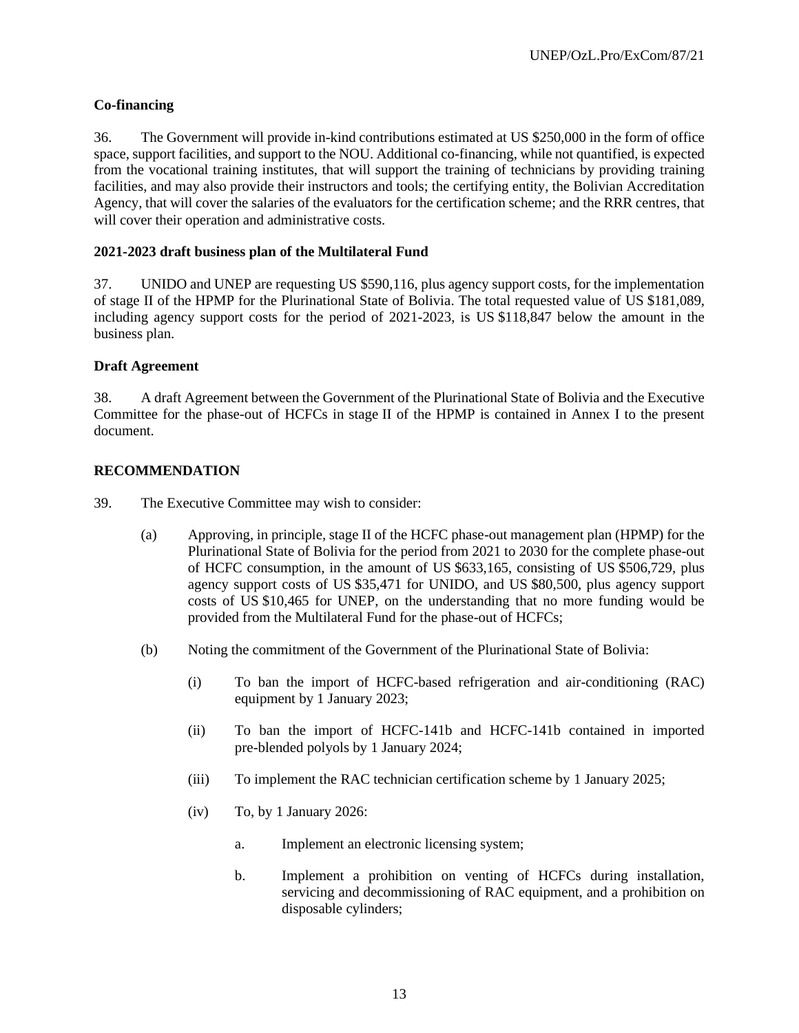### Co-financing

36. The Government will provide in-kind contributions estimated at US $250,000 in the form of office space, support facilities, and support to the NOU. Additional co-financing, while not quantified, is expected from the vocational training institutes, that will support the training of technicians by providing training facilities, and may also provide their instructors and tools; the certifying entity, the Bolivian Accreditation Agency, that will cover the salaries of the evaluators for the certification scheme; and the RRR centres, that will cover their operation and administrative costs.

### 2021-2023 draft business plan of the Multilateral Fund

37. UNIDO and UNEP are requesting US $590,116, plus agency support costs, for the implementation of stage II of the HPMP for the Plurinational State of Bolivia. The total requested value of US $181,089, including agency support costs for the period of 2021-2023, is US $118,847 below the amount in the business plan.

### Draft Agreement

38. A draft Agreement between the Government of the Plurinational State of Bolivia and the Executive Committee for the phase-out of HCFCs in stage II of the HPMP is contained in Annex I to the present document.

## RECOMMENDATION

39. The Executive Committee may wish to consider:

(a) Approving, in principle, stage II of the HCFC phase-out management plan (HPMP) for the Plurinational State of Bolivia for the period from 2021 to 2030 for the complete phase-out of HCFC consumption, in the amount of US $633,165, consisting of US $506,729, plus agency support costs of US $35,471 for UNIDO, and US $80,500, plus agency support costs of US $10,465 for UNEP, on the understanding that no more funding would be provided from the Multilateral Fund for the phase-out of HCFCs;

(b) Noting the commitment of the Government of the Plurinational State of Bolivia:

(i) To ban the import of HCFC-based refrigeration and air-conditioning (RAC) equipment by 1 January 2023;

(ii) To ban the import of HCFC-141b and HCFC-141b contained in imported pre-blended polyols by 1 January 2024;

(iii) To implement the RAC technician certification scheme by 1 January 2025;

(iv) To, by 1 January 2026:

a. Implement an electronic licensing system;

b. Implement a prohibition on venting of HCFCs during installation, servicing and decommissioning of RAC equipment, and a prohibition on disposable cylinders;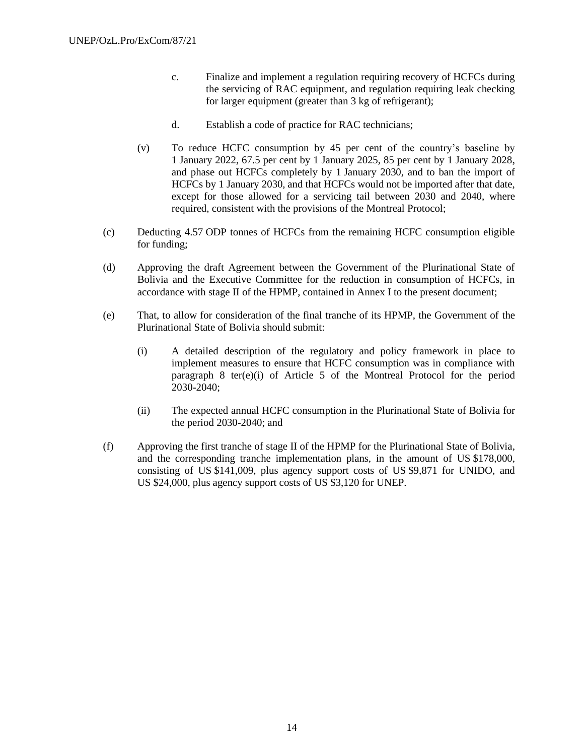c. Finalize and implement a regulation requiring recovery of HCFCs during the servicing of RAC equipment, and regulation requiring leak checking for larger equipment (greater than 3 kg of refrigerant);

d. Establish a code of practice for RAC technicians;

(v) To reduce HCFC consumption by 45 per cent of the country's baseline by 1 January 2022, 67.5 per cent by 1 January 2025, 85 per cent by 1 January 2028, and phase out HCFCs completely by 1 January 2030, and to ban the import of HCFCs by 1 January 2030, and that HCFCs would not be imported after that date, except for those allowed for a servicing tail between 2030 and 2040, where required, consistent with the provisions of the Montreal Protocol;

(c) Deducting 4.57 ODP tonnes of HCFCs from the remaining HCFC consumption eligible for funding;

(d) Approving the draft Agreement between the Government of the Plurinational State of Bolivia and the Executive Committee for the reduction in consumption of HCFCs, in accordance with stage II of the HPMP, contained in Annex I to the present document;

(e) That, to allow for consideration of the final tranche of its HPMP, the Government of the Plurinational State of Bolivia should submit:

(i) A detailed description of the regulatory and policy framework in place to implement measures to ensure that HCFC consumption was in compliance with paragraph 8 ter(e)(i) of Article 5 of the Montreal Protocol for the period 2030-2040;

(ii) The expected annual HCFC consumption in the Plurinational State of Bolivia for the period 2030-2040; and

(f) Approving the first tranche of stage II of the HPMP for the Plurinational State of Bolivia, and the corresponding tranche implementation plans, in the amount of US $178,000, consisting of US $141,009, plus agency support costs of US $9,871 for UNIDO, and US $24,000, plus agency support costs of US $3,120 for UNEP.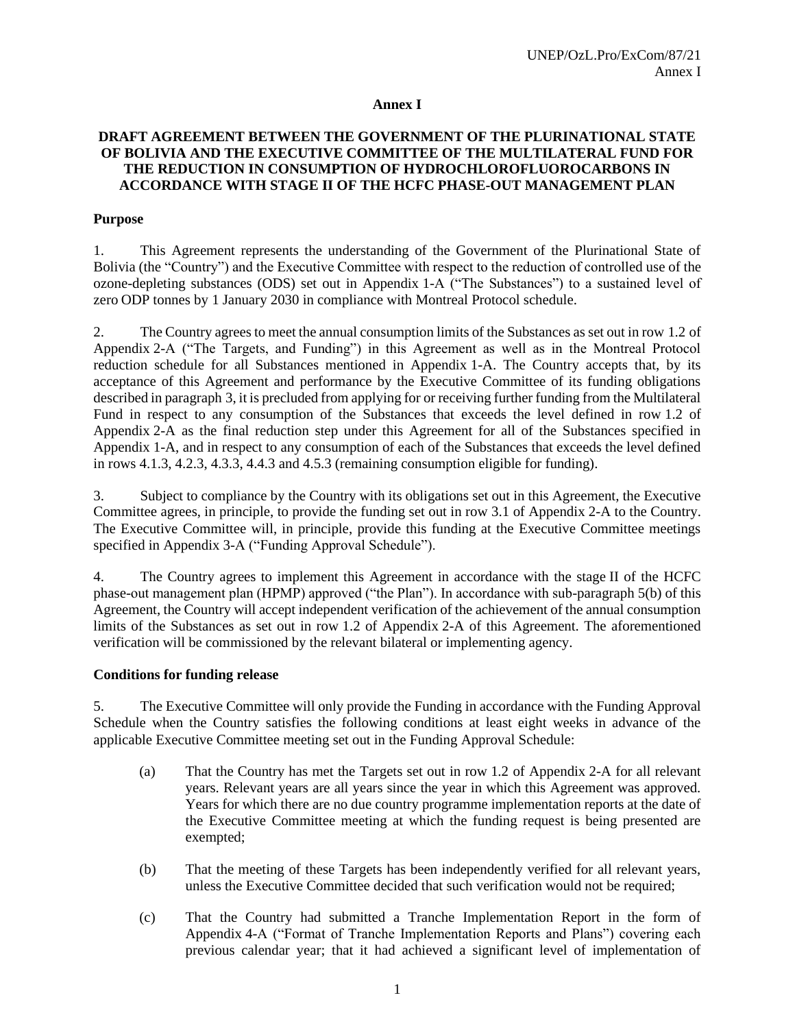# Annex I

## DRAFT AGREEMENT BETWEEN THE GOVERNMENT OF THE PLURINATIONAL STATE OF BOLIVIA AND THE EXECUTIVE COMMITTEE OF THE MULTILATERAL FUND FOR THE REDUCTION IN CONSUMPTION OF HYDROCHLOROFLUOROCARBONS IN ACCORDANCE WITH STAGE II OF THE HCFC PHASE-OUT MANAGEMENT PLAN

### Purpose

1. This Agreement represents the understanding of the Government of the Plurinational State of Bolivia (the "Country") and the Executive Committee with respect to the reduction of controlled use of the ozone-depleting substances (ODS) set out in Appendix 1-A ("The Substances") to a sustained level of zero ODP tonnes by 1 January 2030 in compliance with Montreal Protocol schedule.

2. The Country agrees to meet the annual consumption limits of the Substances as set out in row 1.2 of Appendix 2-A ("The Targets, and Funding") in this Agreement as well as in the Montreal Protocol reduction schedule for all Substances mentioned in Appendix 1-A. The Country accepts that, by its acceptance of this Agreement and performance by the Executive Committee of its funding obligations described in paragraph 3, it is precluded from applying for or receiving further funding from the Multilateral Fund in respect to any consumption of the Substances that exceeds the level defined in row 1.2 of Appendix 2-A as the final reduction step under this Agreement for all of the Substances specified in Appendix 1-A, and in respect to any consumption of each of the Substances that exceeds the level defined in rows 4.1.3, 4.2.3, 4.3.3, 4.4.3 and 4.5.3 (remaining consumption eligible for funding).

3. Subject to compliance by the Country with its obligations set out in this Agreement, the Executive Committee agrees, in principle, to provide the funding set out in row 3.1 of Appendix 2-A to the Country. The Executive Committee will, in principle, provide this funding at the Executive Committee meetings specified in Appendix 3-A ("Funding Approval Schedule").

4. The Country agrees to implement this Agreement in accordance with the stage II of the HCFC phase-out management plan (HPMP) approved ("the Plan"). In accordance with sub-paragraph 5(b) of this Agreement, the Country will accept independent verification of the achievement of the annual consumption limits of the Substances as set out in row 1.2 of Appendix 2-A of this Agreement. The aforementioned verification will be commissioned by the relevant bilateral or implementing agency.

### Conditions for funding release

5. The Executive Committee will only provide the Funding in accordance with the Funding Approval Schedule when the Country satisfies the following conditions at least eight weeks in advance of the applicable Executive Committee meeting set out in the Funding Approval Schedule:

   (a) That the Country has met the Targets set out in row 1.2 of Appendix 2-A for all relevant years. Relevant years are all years since the year in which this Agreement was approved. Years for which there are no due country programme implementation reports at the date of the Executive Committee meeting at which the funding request is being presented are exempted;

   (b) That the meeting of these Targets has been independently verified for all relevant years, unless the Executive Committee decided that such verification would not be required;

   (c) That the Country had submitted a Tranche Implementation Report in the form of Appendix 4-A ("Format of Tranche Implementation Reports and Plans") covering each previous calendar year; that it had achieved a significant level of implementation of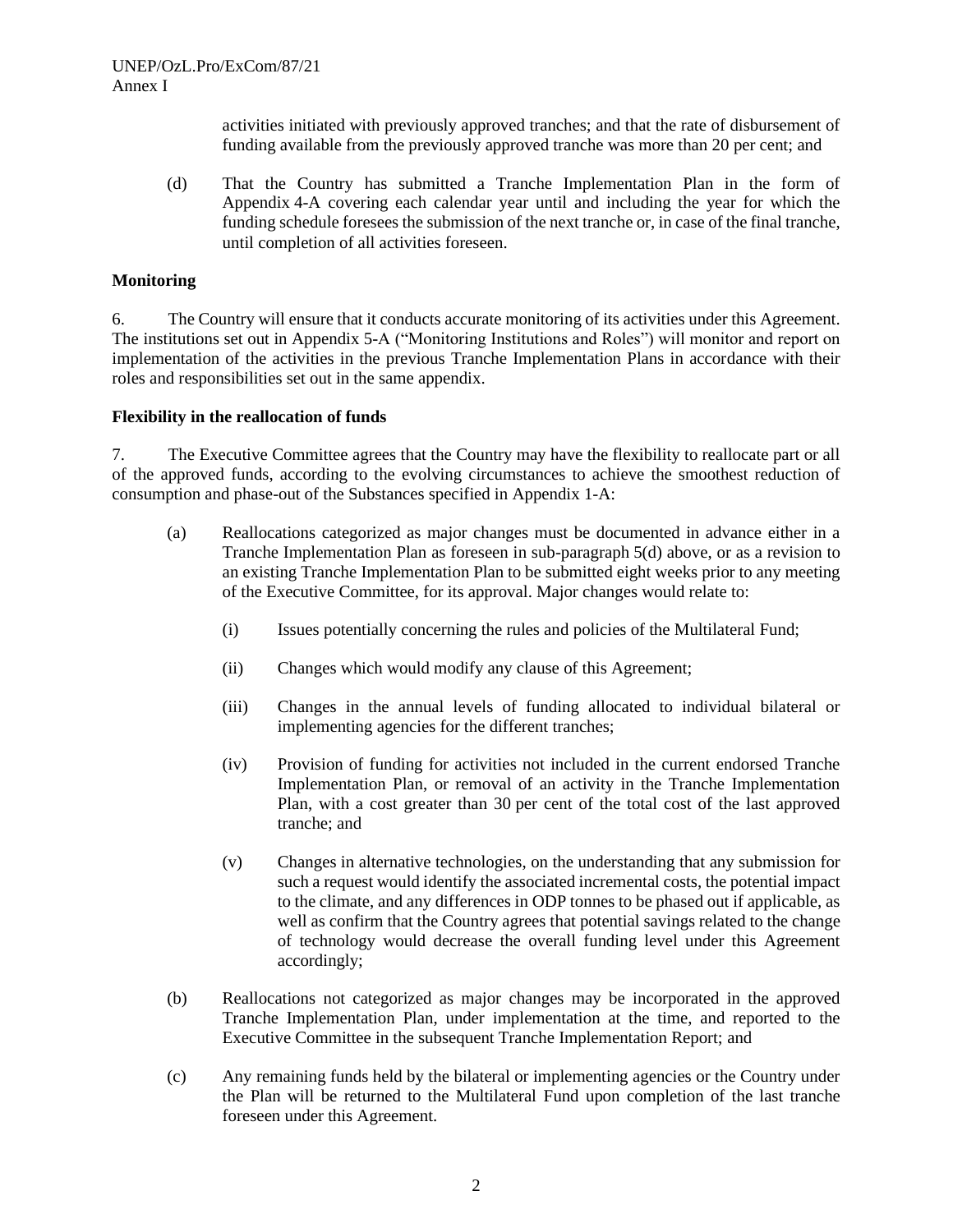activities initiated with previously approved tranches; and that the rate of disbursement of funding available from the previously approved tranche was more than 20 per cent; and

(d) That the Country has submitted a Tranche Implementation Plan in the form of Appendix 4-A covering each calendar year until and including the year for which the funding schedule foresees the submission of the next tranche or, in case of the final tranche, until completion of all activities foreseen.

**Monitoring**

6. The Country will ensure that it conducts accurate monitoring of its activities under this Agreement. The institutions set out in Appendix 5-A ("Monitoring Institutions and Roles") will monitor and report on implementation of the activities in the previous Tranche Implementation Plans in accordance with their roles and responsibilities set out in the same appendix.

**Flexibility in the reallocation of funds**

7. The Executive Committee agrees that the Country may have the flexibility to reallocate part or all of the approved funds, according to the evolving circumstances to achieve the smoothest reduction of consumption and phase-out of the Substances specified in Appendix 1-A:

(a) Reallocations categorized as major changes must be documented in advance either in a Tranche Implementation Plan as foreseen in sub-paragraph 5(d) above, or as a revision to an existing Tranche Implementation Plan to be submitted eight weeks prior to any meeting of the Executive Committee, for its approval. Major changes would relate to:

   (i) Issues potentially concerning the rules and policies of the Multilateral Fund;

   (ii) Changes which would modify any clause of this Agreement;

   (iii) Changes in the annual levels of funding allocated to individual bilateral or implementing agencies for the different tranches;

   (iv) Provision of funding for activities not included in the current endorsed Tranche Implementation Plan, or removal of an activity in the Tranche Implementation Plan, with a cost greater than 30 per cent of the total cost of the last approved tranche; and

   (v) Changes in alternative technologies, on the understanding that any submission for such a request would identify the associated incremental costs, the potential impact to the climate, and any differences in ODP tonnes to be phased out if applicable, as well as confirm that the Country agrees that potential savings related to the change of technology would decrease the overall funding level under this Agreement accordingly;

(b) Reallocations not categorized as major changes may be incorporated in the approved Tranche Implementation Plan, under implementation at the time, and reported to the Executive Committee in the subsequent Tranche Implementation Report; and

(c) Any remaining funds held by the bilateral or implementing agencies or the Country under the Plan will be returned to the Multilateral Fund upon completion of the last tranche foreseen under this Agreement.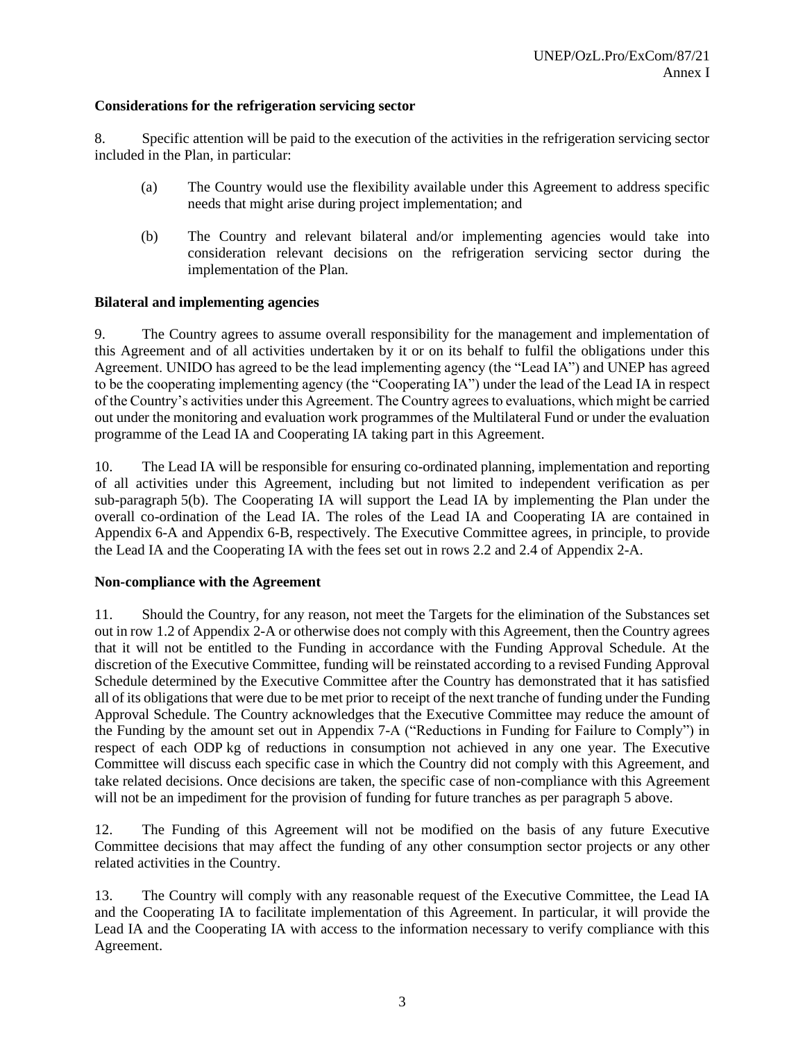**Considerations for the refrigeration servicing sector**

8. Specific attention will be paid to the execution of the activities in the refrigeration servicing sector included in the Plan, in particular:

(a) The Country would use the flexibility available under this Agreement to address specific needs that might arise during project implementation; and

(b) The Country and relevant bilateral and/or implementing agencies would take into consideration relevant decisions on the refrigeration servicing sector during the implementation of the Plan.

**Bilateral and implementing agencies**

9. The Country agrees to assume overall responsibility for the management and implementation of this Agreement and of all activities undertaken by it or on its behalf to fulfil the obligations under this Agreement. UNIDO has agreed to be the lead implementing agency (the "Lead IA") and UNEP has agreed to be the cooperating implementing agency (the "Cooperating IA") under the lead of the Lead IA in respect of the Country's activities under this Agreement. The Country agrees to evaluations, which might be carried out under the monitoring and evaluation work programmes of the Multilateral Fund or under the evaluation programme of the Lead IA and Cooperating IA taking part in this Agreement.

10. The Lead IA will be responsible for ensuring co-ordinated planning, implementation and reporting of all activities under this Agreement, including but not limited to independent verification as per sub-paragraph 5(b). The Cooperating IA will support the Lead IA by implementing the Plan under the overall co-ordination of the Lead IA. The roles of the Lead IA and Cooperating IA are contained in Appendix 6-A and Appendix 6-B, respectively. The Executive Committee agrees, in principle, to provide the Lead IA and the Cooperating IA with the fees set out in rows 2.2 and 2.4 of Appendix 2-A.

**Non-compliance with the Agreement**

11. Should the Country, for any reason, not meet the Targets for the elimination of the Substances set out in row 1.2 of Appendix 2-A or otherwise does not comply with this Agreement, then the Country agrees that it will not be entitled to the Funding in accordance with the Funding Approval Schedule. At the discretion of the Executive Committee, funding will be reinstated according to a revised Funding Approval Schedule determined by the Executive Committee after the Country has demonstrated that it has satisfied all of its obligations that were due to be met prior to receipt of the next tranche of funding under the Funding Approval Schedule. The Country acknowledges that the Executive Committee may reduce the amount of the Funding by the amount set out in Appendix 7-A ("Reductions in Funding for Failure to Comply") in respect of each ODP kg of reductions in consumption not achieved in any one year. The Executive Committee will discuss each specific case in which the Country did not comply with this Agreement, and take related decisions. Once decisions are taken, the specific case of non-compliance with this Agreement will not be an impediment for the provision of funding for future tranches as per paragraph 5 above.

12. The Funding of this Agreement will not be modified on the basis of any future Executive Committee decisions that may affect the funding of any other consumption sector projects or any other related activities in the Country.

13. The Country will comply with any reasonable request of the Executive Committee, the Lead IA and the Cooperating IA to facilitate implementation of this Agreement. In particular, it will provide the Lead IA and the Cooperating IA with access to the information necessary to verify compliance with this Agreement.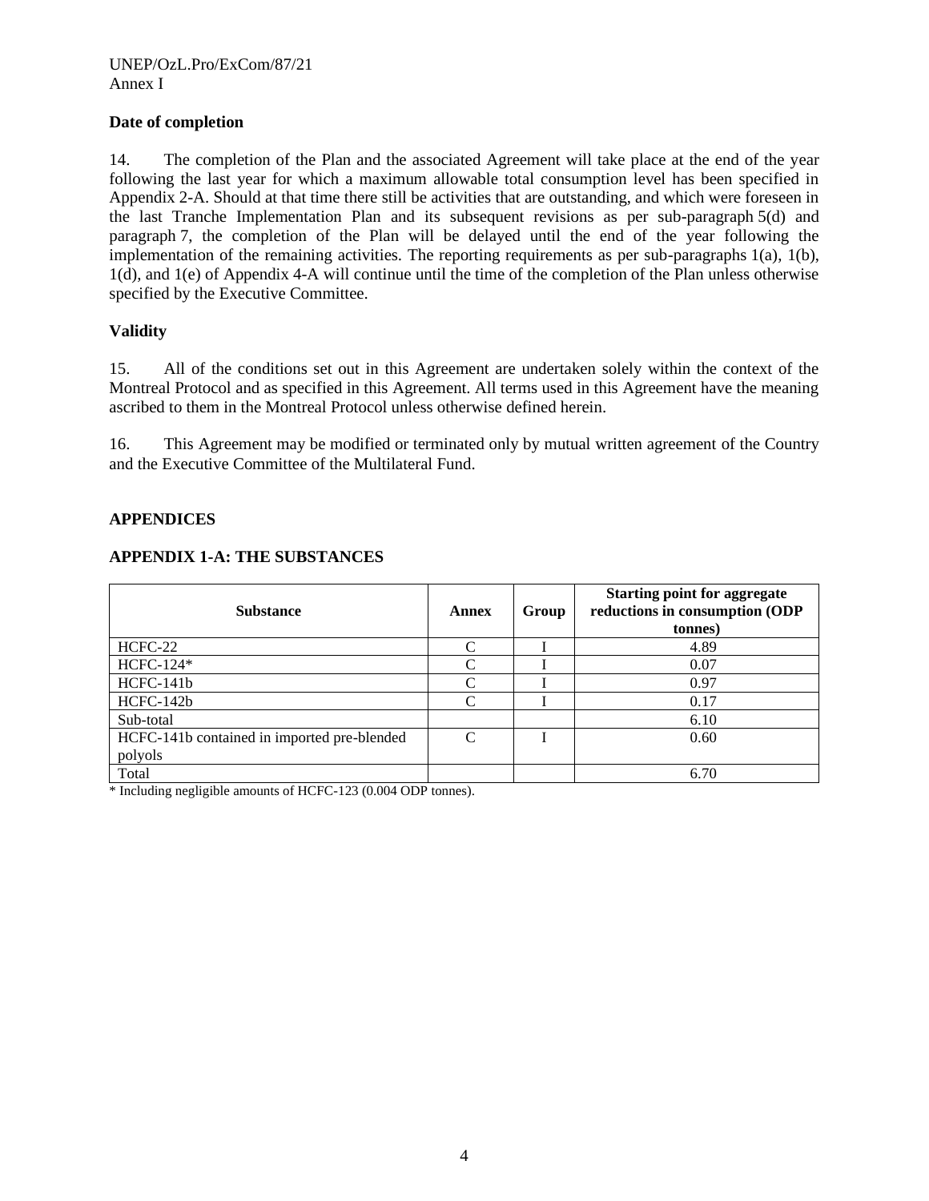**Date of completion**

14. The completion of the Plan and the associated Agreement will take place at the end of the year following the last year for which a maximum allowable total consumption level has been specified in Appendix 2-A. Should at that time there still be activities that are outstanding, and which were foreseen in the last Tranche Implementation Plan and its subsequent revisions as per sub-paragraph 5(d) and paragraph 7, the completion of the Plan will be delayed until the end of the year following the implementation of the remaining activities. The reporting requirements as per sub-paragraphs 1(a), 1(b), 1(d), and 1(e) of Appendix 4-A will continue until the time of the completion of the Plan unless otherwise specified by the Executive Committee.

**Validity**

15. All of the conditions set out in this Agreement are undertaken solely within the context of the Montreal Protocol and as specified in this Agreement. All terms used in this Agreement have the meaning ascribed to them in the Montreal Protocol unless otherwise defined herein.

16. This Agreement may be modified or terminated only by mutual written agreement of the Country and the Executive Committee of the Multilateral Fund.

**APPENDICES**

**APPENDIX 1-A: THE SUBSTANCES**

| Substance | Annex | Group | Starting point for aggregate reductions in consumption (ODP tonnes) |
|---|---|---|---|
| HCFC-22 | C | I | 4.89 |
| HCFC-124* | C | I | 0.07 |
| HCFC-141b | C | I | 0.97 |
| HCFC-142b | C | I | 0.17 |
| Sub-total | | | 6.10 |
| HCFC-141b contained in imported pre-blended polyols | C | I | 0.60 |
| Total | | | 6.70 |

* Including negligible amounts of HCFC-123 (0.004 ODP tonnes).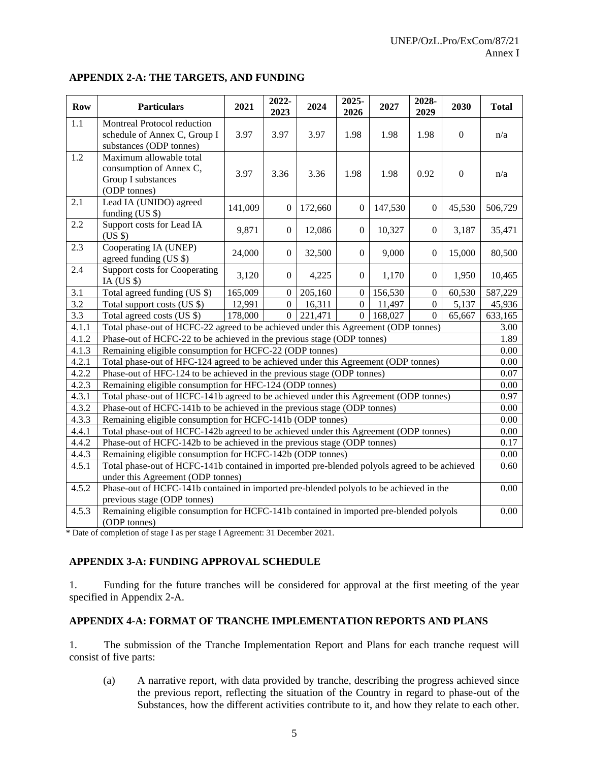## APPENDIX 2-A: THE TARGETS, AND FUNDING

| Row | Particulars | 2021 | 2022-2023 | 2024 | 2025-2026 | 2027 | 2028-2029 | 2030 | Total |
|---|---|---|---|---|---|---|---|---|---|
| 1.1 | Montreal Protocol reduction schedule of Annex C, Group I substances (ODP tonnes) | 3.97 | 3.97 | 3.97 | 1.98 | 1.98 | 1.98 | 0 | n/a |
| 1.2 | Maximum allowable total consumption of Annex C, Group I substances (ODP tonnes) | 3.97 | 3.36 | 3.36 | 1.98 | 1.98 | 0.92 | 0 | n/a |
| 2.1 | Lead IA (UNIDO) agreed funding (US $) | 141,009 | 0 | 172,660 | 0 | 147,530 | 0 | 45,530 | 506,729 |
| 2.2 | Support costs for Lead IA (US $) | 9,871 | 0 | 12,086 | 0 | 10,327 | 0 | 3,187 | 35,471 |
| 2.3 | Cooperating IA (UNEP) agreed funding (US $) | 24,000 | 0 | 32,500 | 0 | 9,000 | 0 | 15,000 | 80,500 |
| 2.4 | Support costs for Cooperating IA (US $) | 3,120 | 0 | 4,225 | 0 | 1,170 | 0 | 1,950 | 10,465 |
| 3.1 | Total agreed funding (US $) | 165,009 | 0 | 205,160 | 0 | 156,530 | 0 | 60,530 | 587,229 |
| 3.2 | Total support costs (US $) | 12,991 | 0 | 16,311 | 0 | 11,497 | 0 | 5,137 | 45,936 |
| 3.3 | Total agreed costs (US $) | 178,000 | 0 | 221,471 | 0 | 168,027 | 0 | 65,667 | 633,165 |
| 4.1.1 | Total phase-out of HCFC-22 agreed to be achieved under this Agreement (ODP tonnes) | | | | | | | | 3.00 |
| 4.1.2 | Phase-out of HCFC-22 to be achieved in the previous stage (ODP tonnes) | | | | | | | | 1.89 |
| 4.1.3 | Remaining eligible consumption for HCFC-22 (ODP tonnes) | | | | | | | | 0.00 |
| 4.2.1 | Total phase-out of HFC-124 agreed to be achieved under this Agreement (ODP tonnes) | | | | | | | | 0.00 |
| 4.2.2 | Phase-out of HFC-124 to be achieved in the previous stage (ODP tonnes) | | | | | | | | 0.07 |
| 4.2.3 | Remaining eligible consumption for HFC-124 (ODP tonnes) | | | | | | | | 0.00 |
| 4.3.1 | Total phase-out of HCFC-141b agreed to be achieved under this Agreement (ODP tonnes) | | | | | | | | 0.97 |
| 4.3.2 | Phase-out of HCFC-141b to be achieved in the previous stage (ODP tonnes) | | | | | | | | 0.00 |
| 4.3.3 | Remaining eligible consumption for HCFC-141b (ODP tonnes) | | | | | | | | 0.00 |
| 4.4.1 | Total phase-out of HCFC-142b agreed to be achieved under this Agreement (ODP tonnes) | | | | | | | | 0.00 |
| 4.4.2 | Phase-out of HCFC-142b to be achieved in the previous stage (ODP tonnes) | | | | | | | | 0.17 |
| 4.4.3 | Remaining eligible consumption for HCFC-142b (ODP tonnes) | | | | | | | | 0.00 |
| 4.5.1 | Total phase-out of HCFC-141b contained in imported pre-blended polyols agreed to be achieved under this Agreement (ODP tonnes) | | | | | | | | 0.60 |
| 4.5.2 | Phase-out of HCFC-141b contained in imported pre-blended polyols to be achieved in the previous stage (ODP tonnes) | | | | | | | | 0.00 |
| 4.5.3 | Remaining eligible consumption for HCFC-141b contained in imported pre-blended polyols (ODP tonnes) | | | | | | | | 0.00 |

* Date of completion of stage I as per stage I Agreement: 31 December 2021.

## APPENDIX 3-A: FUNDING APPROVAL SCHEDULE

1. Funding for the future tranches will be considered for approval at the first meeting of the year specified in Appendix 2-A.

## APPENDIX 4-A: FORMAT OF TRANCHE IMPLEMENTATION REPORTS AND PLANS

1. The submission of the Tranche Implementation Report and Plans for each tranche request will consist of five parts:

(a) A narrative report, with data provided by tranche, describing the progress achieved since the previous report, reflecting the situation of the Country in regard to phase-out of the Substances, how the different activities contribute to it, and how they relate to each other.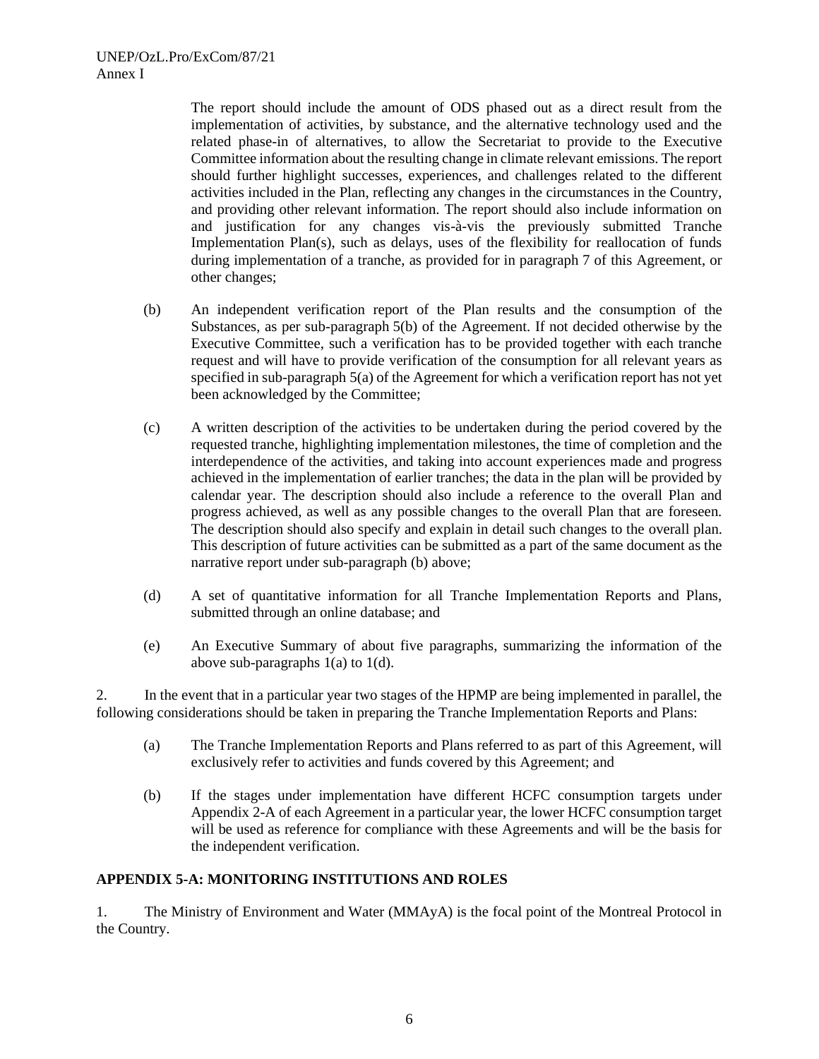The report should include the amount of ODS phased out as a direct result from the implementation of activities, by substance, and the alternative technology used and the related phase-in of alternatives, to allow the Secretariat to provide to the Executive Committee information about the resulting change in climate relevant emissions. The report should further highlight successes, experiences, and challenges related to the different activities included in the Plan, reflecting any changes in the circumstances in the Country, and providing other relevant information. The report should also include information on and justification for any changes vis-à-vis the previously submitted Tranche Implementation Plan(s), such as delays, uses of the flexibility for reallocation of funds during implementation of a tranche, as provided for in paragraph 7 of this Agreement, or other changes;

(b) An independent verification report of the Plan results and the consumption of the Substances, as per sub-paragraph 5(b) of the Agreement. If not decided otherwise by the Executive Committee, such a verification has to be provided together with each tranche request and will have to provide verification of the consumption for all relevant years as specified in sub-paragraph 5(a) of the Agreement for which a verification report has not yet been acknowledged by the Committee;

(c) A written description of the activities to be undertaken during the period covered by the requested tranche, highlighting implementation milestones, the time of completion and the interdependence of the activities, and taking into account experiences made and progress achieved in the implementation of earlier tranches; the data in the plan will be provided by calendar year. The description should also include a reference to the overall Plan and progress achieved, as well as any possible changes to the overall Plan that are foreseen. The description should also specify and explain in detail such changes to the overall plan. This description of future activities can be submitted as a part of the same document as the narrative report under sub-paragraph (b) above;

(d) A set of quantitative information for all Tranche Implementation Reports and Plans, submitted through an online database; and

(e) An Executive Summary of about five paragraphs, summarizing the information of the above sub-paragraphs 1(a) to 1(d).

2. In the event that in a particular year two stages of the HPMP are being implemented in parallel, the following considerations should be taken in preparing the Tranche Implementation Reports and Plans:

(a) The Tranche Implementation Reports and Plans referred to as part of this Agreement, will exclusively refer to activities and funds covered by this Agreement; and

(b) If the stages under implementation have different HCFC consumption targets under Appendix 2-A of each Agreement in a particular year, the lower HCFC consumption target will be used as reference for compliance with these Agreements and will be the basis for the independent verification.

## APPENDIX 5-A: MONITORING INSTITUTIONS AND ROLES

1. The Ministry of Environment and Water (MMAyA) is the focal point of the Montreal Protocol in the Country.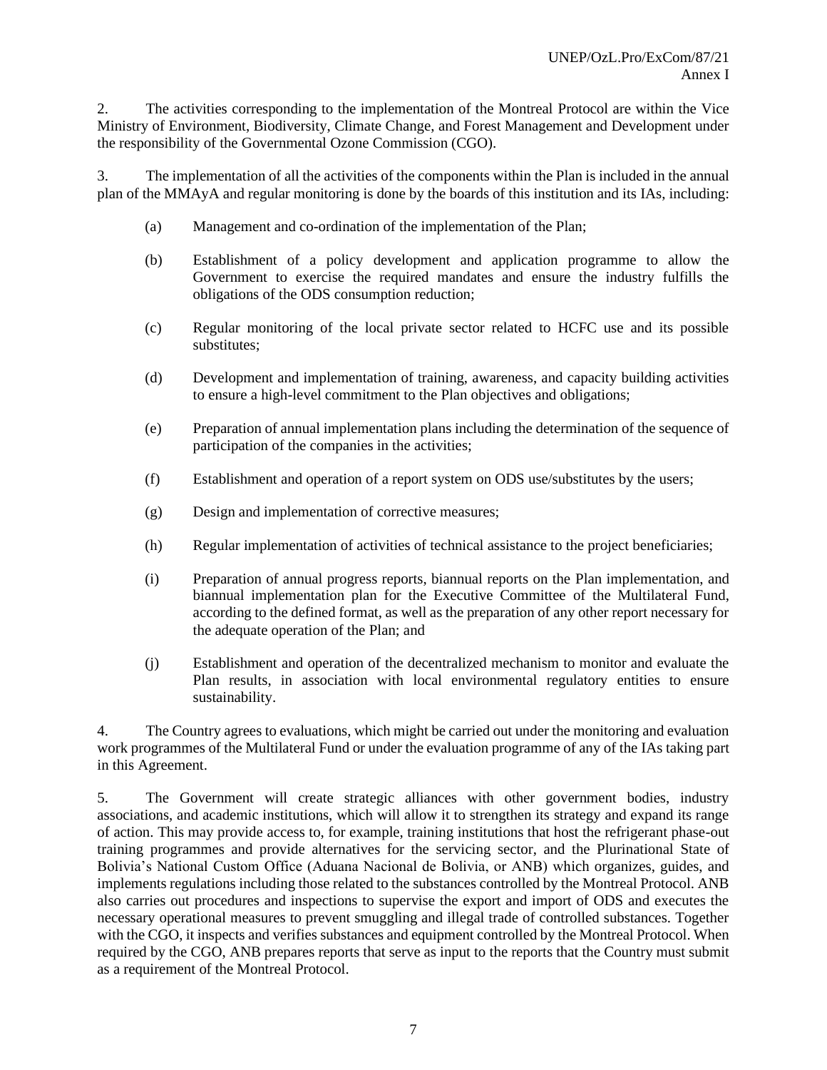2. The activities corresponding to the implementation of the Montreal Protocol are within the Vice Ministry of Environment, Biodiversity, Climate Change, and Forest Management and Development under the responsibility of the Governmental Ozone Commission (CGO).

3. The implementation of all the activities of the components within the Plan is included in the annual plan of the MMAyA and regular monitoring is done by the boards of this institution and its IAs, including:

(a) Management and co-ordination of the implementation of the Plan;

(b) Establishment of a policy development and application programme to allow the Government to exercise the required mandates and ensure the industry fulfills the obligations of the ODS consumption reduction;

(c) Regular monitoring of the local private sector related to HCFC use and its possible substitutes;

(d) Development and implementation of training, awareness, and capacity building activities to ensure a high-level commitment to the Plan objectives and obligations;

(e) Preparation of annual implementation plans including the determination of the sequence of participation of the companies in the activities;

(f) Establishment and operation of a report system on ODS use/substitutes by the users;

(g) Design and implementation of corrective measures;

(h) Regular implementation of activities of technical assistance to the project beneficiaries;

(i) Preparation of annual progress reports, biannual reports on the Plan implementation, and biannual implementation plan for the Executive Committee of the Multilateral Fund, according to the defined format, as well as the preparation of any other report necessary for the adequate operation of the Plan; and

(j) Establishment and operation of the decentralized mechanism to monitor and evaluate the Plan results, in association with local environmental regulatory entities to ensure sustainability.

4. The Country agrees to evaluations, which might be carried out under the monitoring and evaluation work programmes of the Multilateral Fund or under the evaluation programme of any of the IAs taking part in this Agreement.

5. The Government will create strategic alliances with other government bodies, industry associations, and academic institutions, which will allow it to strengthen its strategy and expand its range of action. This may provide access to, for example, training institutions that host the refrigerant phase-out training programmes and provide alternatives for the servicing sector, and the Plurinational State of Bolivia's National Custom Office (Aduana Nacional de Bolivia, or ANB) which organizes, guides, and implements regulations including those related to the substances controlled by the Montreal Protocol. ANB also carries out procedures and inspections to supervise the export and import of ODS and executes the necessary operational measures to prevent smuggling and illegal trade of controlled substances. Together with the CGO, it inspects and verifies substances and equipment controlled by the Montreal Protocol. When required by the CGO, ANB prepares reports that serve as input to the reports that the Country must submit as a requirement of the Montreal Protocol.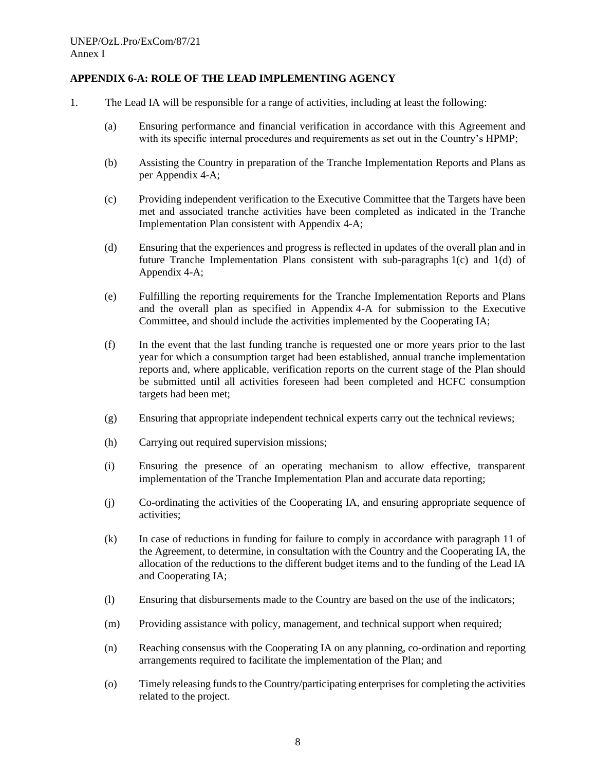## APPENDIX 6-A: ROLE OF THE LEAD IMPLEMENTING AGENCY

1. The Lead IA will be responsible for a range of activities, including at least the following:

   (a) Ensuring performance and financial verification in accordance with this Agreement and with its specific internal procedures and requirements as set out in the Country's HPMP;

   (b) Assisting the Country in preparation of the Tranche Implementation Reports and Plans as per Appendix 4-A;

   (c) Providing independent verification to the Executive Committee that the Targets have been met and associated tranche activities have been completed as indicated in the Tranche Implementation Plan consistent with Appendix 4-A;

   (d) Ensuring that the experiences and progress is reflected in updates of the overall plan and in future Tranche Implementation Plans consistent with sub-paragraphs 1(c) and 1(d) of Appendix 4-A;

   (e) Fulfilling the reporting requirements for the Tranche Implementation Reports and Plans and the overall plan as specified in Appendix 4-A for submission to the Executive Committee, and should include the activities implemented by the Cooperating IA;

   (f) In the event that the last funding tranche is requested one or more years prior to the last year for which a consumption target had been established, annual tranche implementation reports and, where applicable, verification reports on the current stage of the Plan should be submitted until all activities foreseen had been completed and HCFC consumption targets had been met;

   (g) Ensuring that appropriate independent technical experts carry out the technical reviews;

   (h) Carrying out required supervision missions;

   (i) Ensuring the presence of an operating mechanism to allow effective, transparent implementation of the Tranche Implementation Plan and accurate data reporting;

   (j) Co-ordinating the activities of the Cooperating IA, and ensuring appropriate sequence of activities;

   (k) In case of reductions in funding for failure to comply in accordance with paragraph 11 of the Agreement, to determine, in consultation with the Country and the Cooperating IA, the allocation of the reductions to the different budget items and to the funding of the Lead IA and Cooperating IA;

   (l) Ensuring that disbursements made to the Country are based on the use of the indicators;

   (m) Providing assistance with policy, management, and technical support when required;

   (n) Reaching consensus with the Cooperating IA on any planning, co-ordination and reporting arrangements required to facilitate the implementation of the Plan; and

   (o) Timely releasing funds to the Country/participating enterprises for completing the activities related to the project.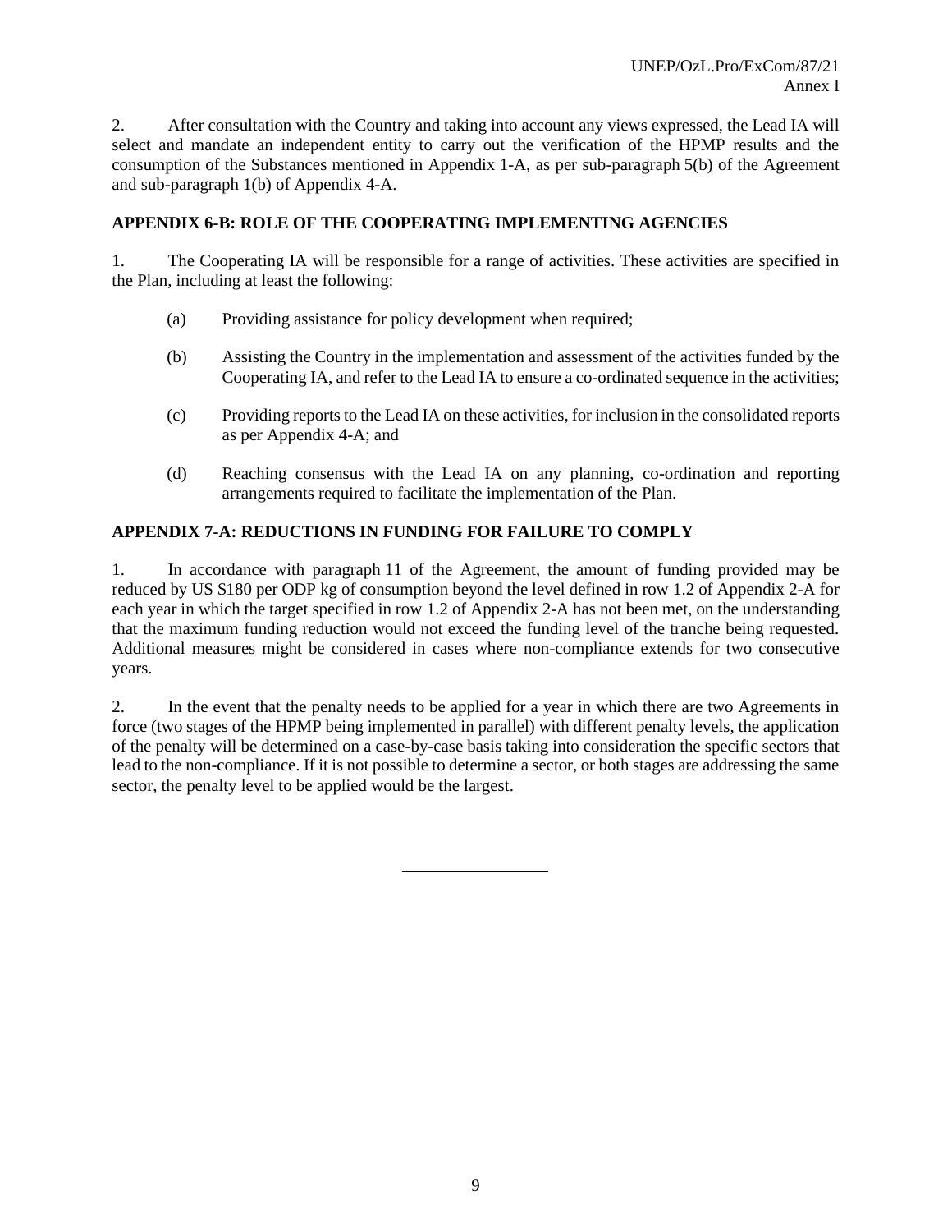2. After consultation with the Country and taking into account any views expressed, the Lead IA will select and mandate an independent entity to carry out the verification of the HPMP results and the consumption of the Substances mentioned in Appendix 1-A, as per sub-paragraph 5(b) of the Agreement and sub-paragraph 1(b) of Appendix 4-A.

## APPENDIX 6-B: ROLE OF THE COOPERATING IMPLEMENTING AGENCIES

1. The Cooperating IA will be responsible for a range of activities. These activities are specified in the Plan, including at least the following:

(a) Providing assistance for policy development when required;

(b) Assisting the Country in the implementation and assessment of the activities funded by the Cooperating IA, and refer to the Lead IA to ensure a co-ordinated sequence in the activities;

(c) Providing reports to the Lead IA on these activities, for inclusion in the consolidated reports as per Appendix 4-A; and

(d) Reaching consensus with the Lead IA on any planning, co-ordination and reporting arrangements required to facilitate the implementation of the Plan.

## APPENDIX 7-A: REDUCTIONS IN FUNDING FOR FAILURE TO COMPLY

1. In accordance with paragraph 11 of the Agreement, the amount of funding provided may be reduced by US $180 per ODP kg of consumption beyond the level defined in row 1.2 of Appendix 2-A for each year in which the target specified in row 1.2 of Appendix 2-A has not been met, on the understanding that the maximum funding reduction would not exceed the funding level of the tranche being requested. Additional measures might be considered in cases where non-compliance extends for two consecutive years.

2. In the event that the penalty needs to be applied for a year in which there are two Agreements in force (two stages of the HPMP being implemented in parallel) with different penalty levels, the application of the penalty will be determined on a case-by-case basis taking into consideration the specific sectors that lead to the non-compliance. If it is not possible to determine a sector, or both stages are addressing the same sector, the penalty level to be applied would be the largest.